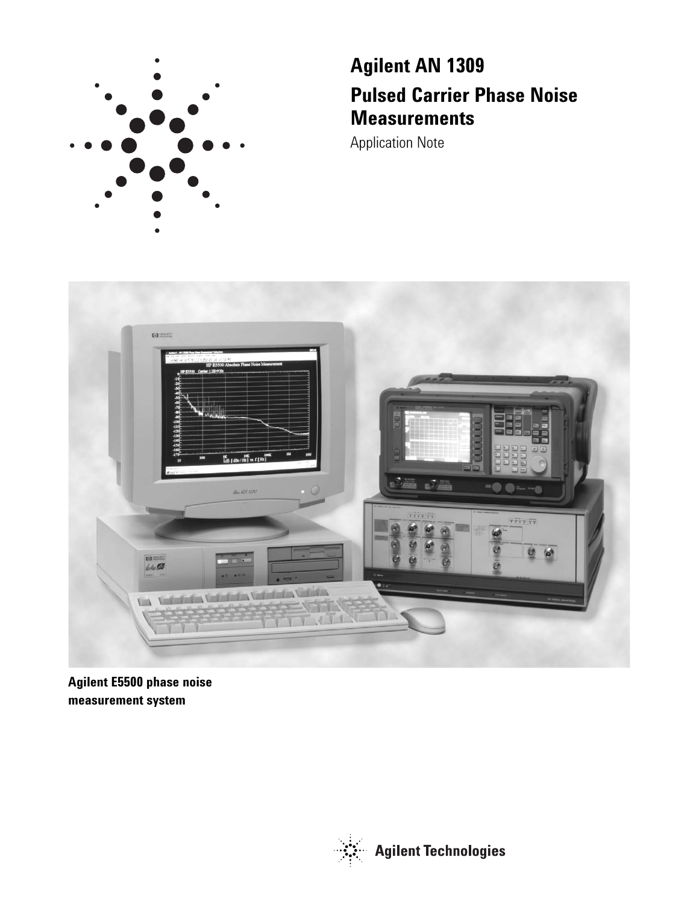# Agilent AN 1309

# Pulsed Carrier Phase Noise Measurements

Application Note

**Agilent E5500 phase noise measurement system**

Agilent Technologies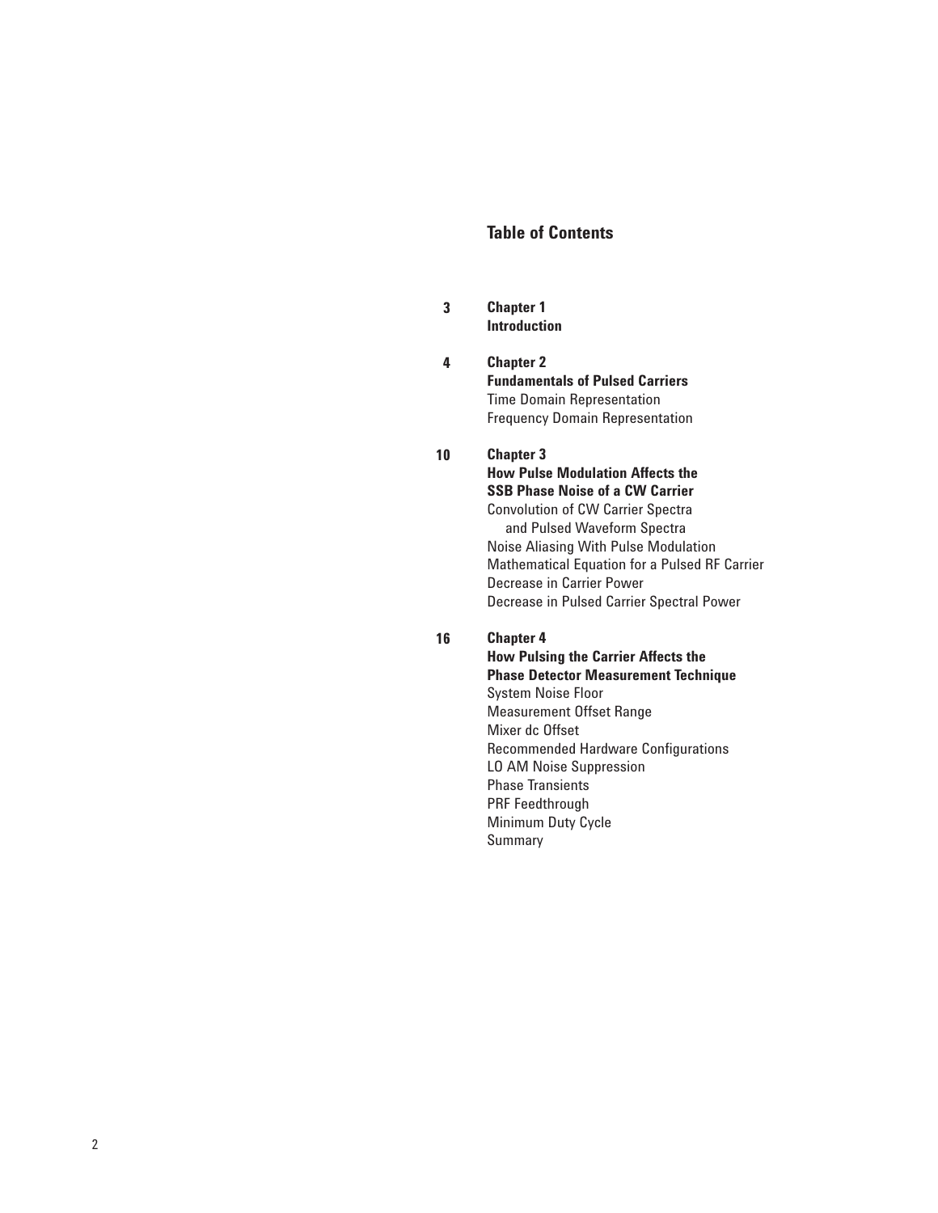## Table of Contents

**3** **Chapter 1**
**Introduction**

**4** **Chapter 2**
**Fundamentals of Pulsed Carriers**
Time Domain Representation
Frequency Domain Representation

**10** **Chapter 3**
**How Pulse Modulation Affects the SSB Phase Noise of a CW Carrier**
Convolution of CW Carrier Spectra and Pulsed Waveform Spectra
Noise Aliasing With Pulse Modulation
Mathematical Equation for a Pulsed RF Carrier
Decrease in Carrier Power
Decrease in Pulsed Carrier Spectral Power

**16** **Chapter 4**
**How Pulsing the Carrier Affects the Phase Detector Measurement Technique**
System Noise Floor
Measurement Offset Range
Mixer dc Offset
Recommended Hardware Configurations
LO AM Noise Suppression
Phase Transients
PRF Feedthrough
Minimum Duty Cycle
Summary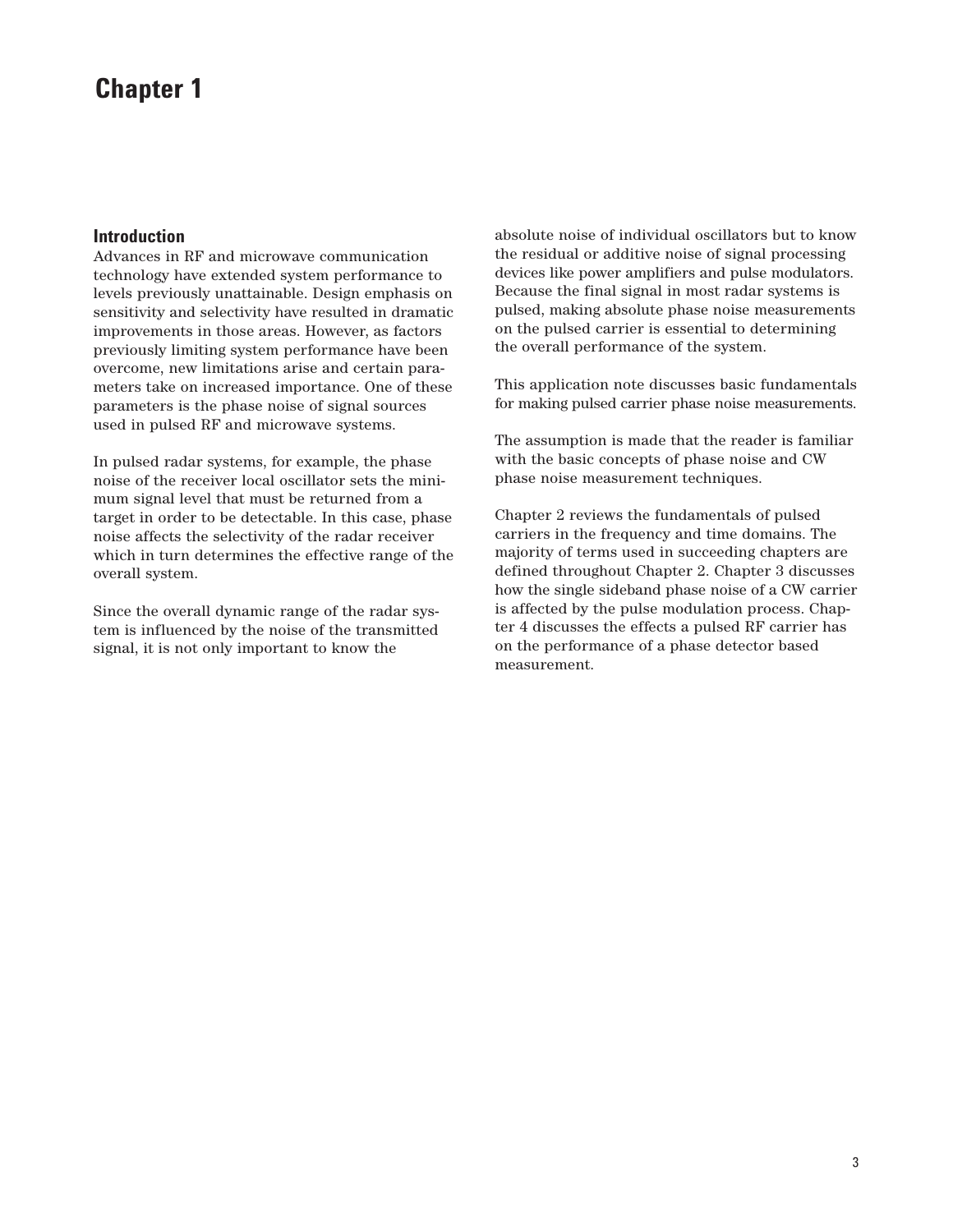# Chapter 1

## Introduction

Advances in RF and microwave communication technology have extended system performance to levels previously unattainable. Design emphasis on sensitivity and selectivity have resulted in dramatic improvements in those areas. However, as factors previously limiting system performance have been overcome, new limitations arise and certain parameters take on increased importance. One of these parameters is the phase noise of signal sources used in pulsed RF and microwave systems.

In pulsed radar systems, for example, the phase noise of the receiver local oscillator sets the minimum signal level that must be returned from a target in order to be detectable. In this case, phase noise affects the selectivity of the radar receiver which in turn determines the effective range of the overall system.

Since the overall dynamic range of the radar system is influenced by the noise of the transmitted signal, it is not only important to know the absolute noise of individual oscillators but to know the residual or additive noise of signal processing devices like power amplifiers and pulse modulators. Because the final signal in most radar systems is pulsed, making absolute phase noise measurements on the pulsed carrier is essential to determining the overall performance of the system.

This application note discusses basic fundamentals for making pulsed carrier phase noise measurements.

The assumption is made that the reader is familiar with the basic concepts of phase noise and CW phase noise measurement techniques.

Chapter 2 reviews the fundamentals of pulsed carriers in the frequency and time domains. The majority of terms used in succeeding chapters are defined throughout Chapter 2. Chapter 3 discusses how the single sideband phase noise of a CW carrier is affected by the pulse modulation process. Chapter 4 discusses the effects a pulsed RF carrier has on the performance of a phase detector based measurement.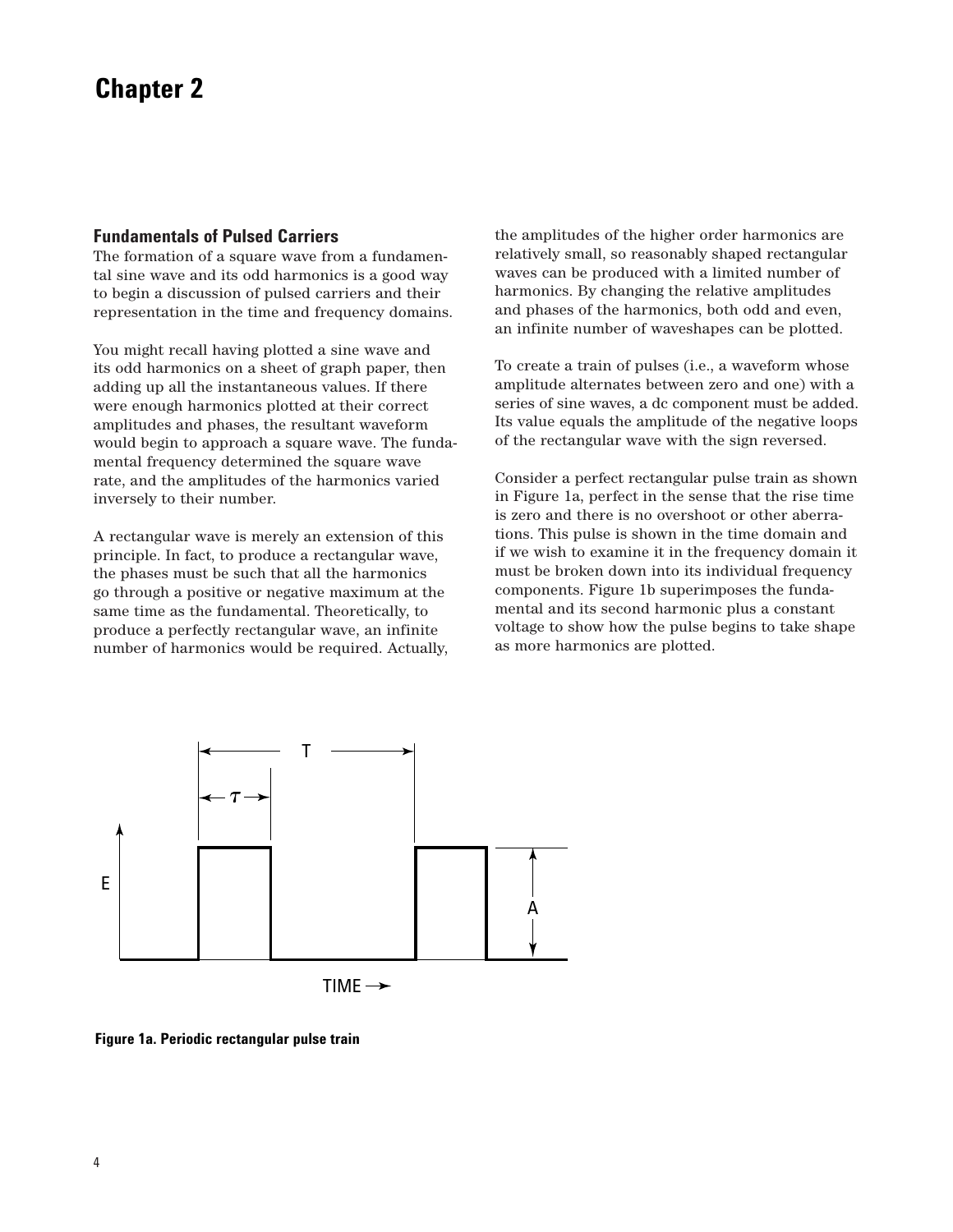# Chapter 2

## Fundamentals of Pulsed Carriers

The formation of a square wave from a fundamental sine wave and its odd harmonics is a good way to begin a discussion of pulsed carriers and their representation in the time and frequency domains.

You might recall having plotted a sine wave and its odd harmonics on a sheet of graph paper, then adding up all the instantaneous values. If there were enough harmonics plotted at their correct amplitudes and phases, the resultant waveform would begin to approach a square wave. The fundamental frequency determined the square wave rate, and the amplitudes of the harmonics varied inversely to their number.

A rectangular wave is merely an extension of this principle. In fact, to produce a rectangular wave, the phases must be such that all the harmonics go through a positive or negative maximum at the same time as the fundamental. Theoretically, to produce a perfectly rectangular wave, an infinite number of harmonics would be required. Actually, the amplitudes of the higher order harmonics are relatively small, so reasonably shaped rectangular waves can be produced with a limited number of harmonics. By changing the relative amplitudes and phases of the harmonics, both odd and even, an infinite number of waveshapes can be plotted.

To create a train of pulses (i.e., a waveform whose amplitude alternates between zero and one) with a series of sine waves, a dc component must be added. Its value equals the amplitude of the negative loops of the rectangular wave with the sign reversed.

Consider a perfect rectangular pulse train as shown in Figure 1a, perfect in the sense that the rise time is zero and there is no overshoot or other aberrations. This pulse is shown in the time domain and if we wish to examine it in the frequency domain it must be broken down into its individual frequency components. Figure 1b superimposes the fundamental and its second harmonic plus a constant voltage to show how the pulse begins to take shape as more harmonics are plotted.

**Figure 1a. Periodic rectangular pulse train**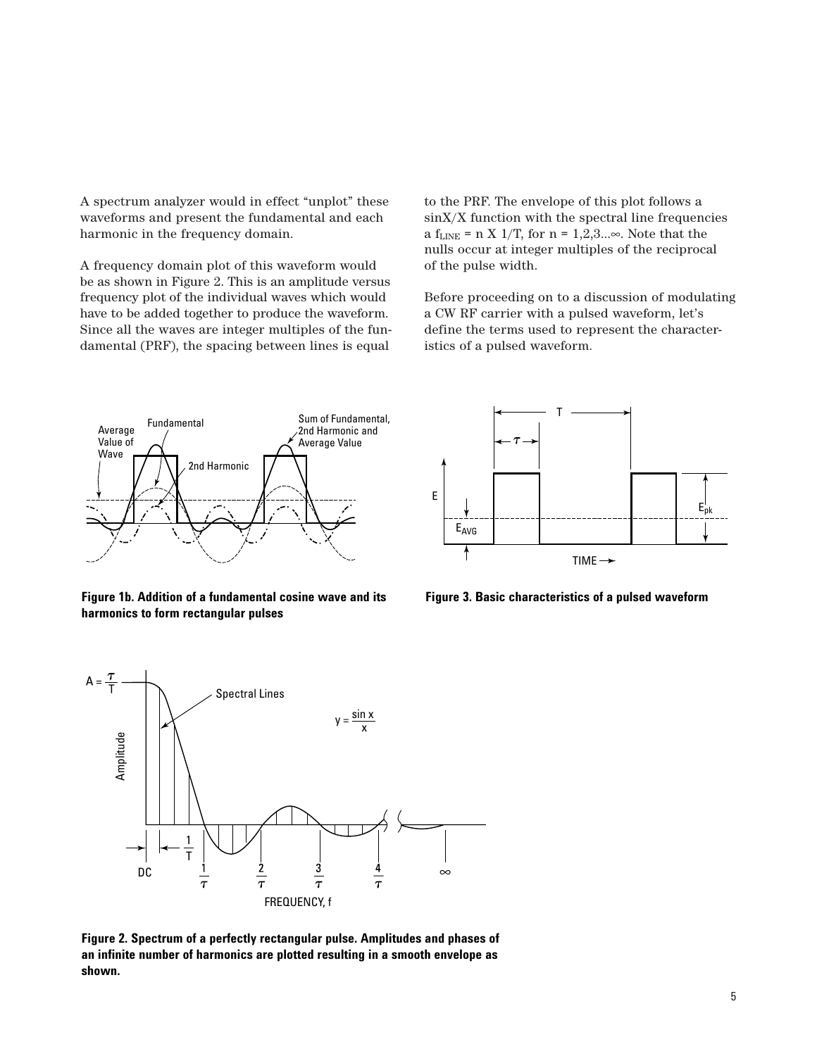A spectrum analyzer would in effect "unplot" these waveforms and present the fundamental and each harmonic in the frequency domain.

A frequency domain plot of this waveform would be as shown in Figure 2. This is an amplitude versus frequency plot of the individual waves which would have to be added together to produce the waveform. Since all the waves are integer multiples of the fundamental (PRF), the spacing between lines is equal to the PRF. The envelope of this plot follows a sinX/X function with the spectral line frequencies a $f_{LINE} = n \times 1/T$, for $n = 1,2,3...\infty$. Note that the nulls occur at integer multiples of the reciprocal of the pulse width.

Before proceeding on to a discussion of modulating a CW RF carrier with a pulsed waveform, let's define the terms used to represent the characteristics of a pulsed waveform.

**Figure 1b. Addition of a fundamental cosine wave and its harmonics to form rectangular pulses**

**Figure 3. Basic characteristics of a pulsed waveform**

**Figure 2. Spectrum of a perfectly rectangular pulse. Amplitudes and phases of an infinite number of harmonics are plotted resulting in a smooth envelope as shown.**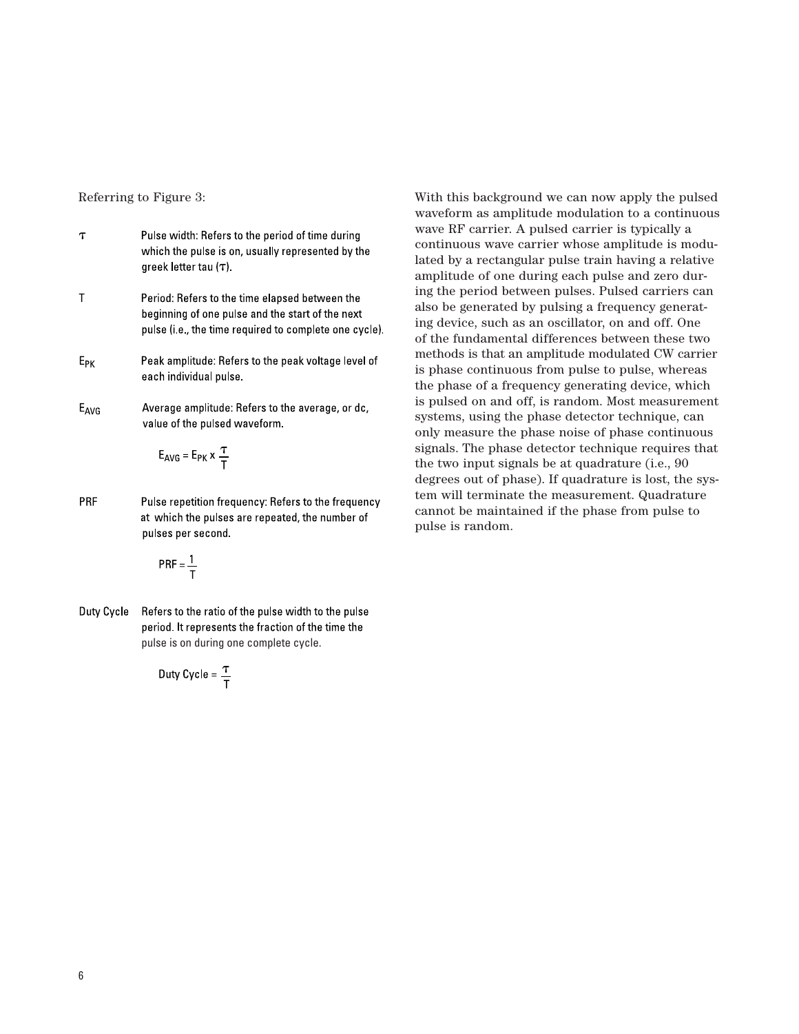Referring to Figure 3:

$\tau$ — Pulse width: Refers to the period of time during which the pulse is on, usually represented by the greek letter tau ($\tau$).

T — Period: Refers to the time elapsed between the beginning of one pulse and the start of the next pulse (i.e., the time required to complete one cycle).

$E_{PK}$ — Peak amplitude: Refers to the peak voltage level of each individual pulse.

$E_{AVG}$ — Average amplitude: Refers to the average, or dc, value of the pulsed waveform.

$$E_{AVG} = E_{PK} \times \frac{\tau}{T}$$

PRF — Pulse repetition frequency: Refers to the frequency at which the pulses are repeated, the number of pulses per second.

$$PRF = \frac{1}{T}$$

Duty Cycle — Refers to the ratio of the pulse width to the pulse period. It represents the fraction of the time the pulse is on during one complete cycle.

$$\text{Duty Cycle} = \frac{\tau}{T}$$

With this background we can now apply the pulsed waveform as amplitude modulation to a continuous wave RF carrier. A pulsed carrier is typically a continuous wave carrier whose amplitude is modulated by a rectangular pulse train having a relative amplitude of one during each pulse and zero during the period between pulses. Pulsed carriers can also be generated by pulsing a frequency generating device, such as an oscillator, on and off. One of the fundamental differences between these two methods is that an amplitude modulated CW carrier is phase continuous from pulse to pulse, whereas the phase of a frequency generating device, which is pulsed on and off, is random. Most measurement systems, using the phase detector technique, can only measure the phase noise of phase continuous signals. The phase detector technique requires that the two input signals be at quadrature (i.e., 90 degrees out of phase). If quadrature is lost, the system will terminate the measurement. Quadrature cannot be maintained if the phase from pulse to pulse is random.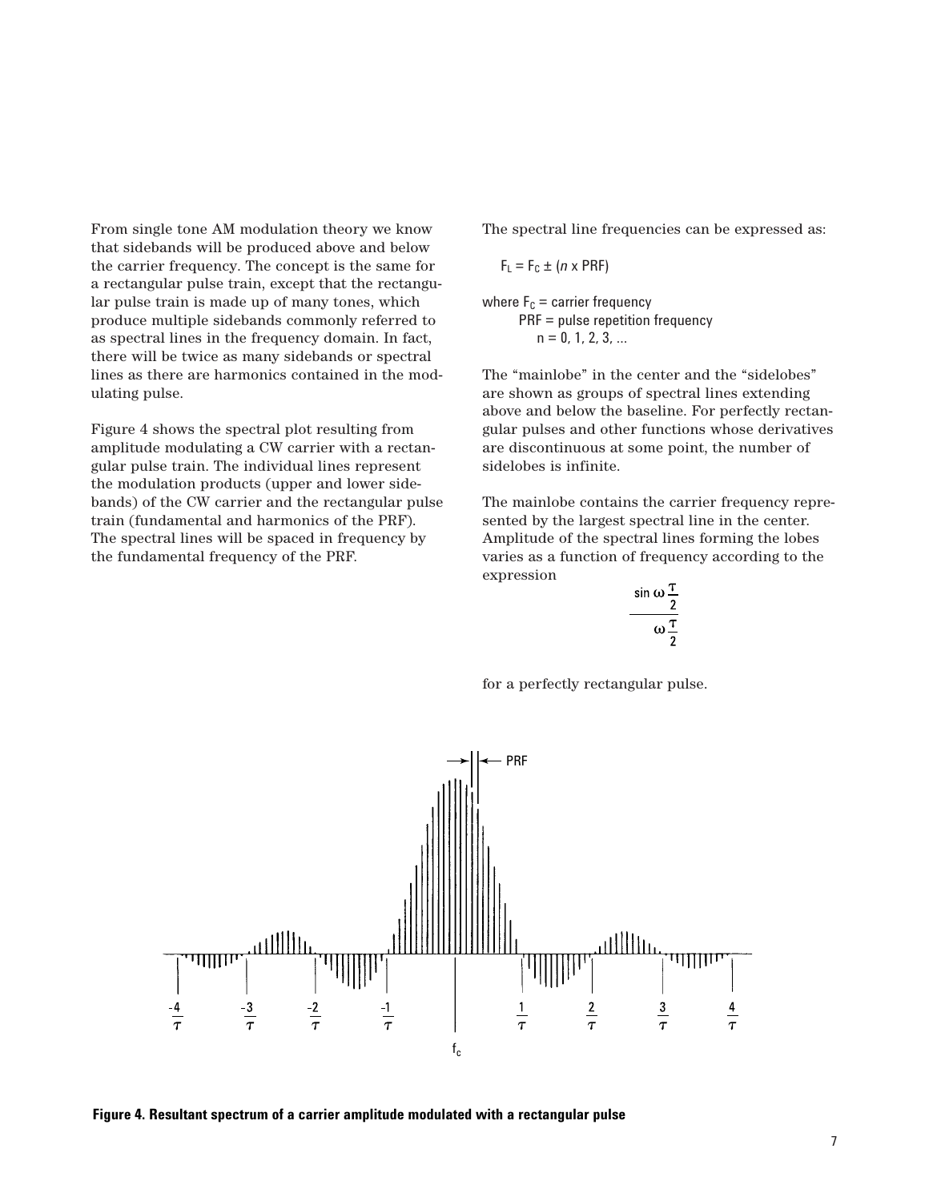From single tone AM modulation theory we know that sidebands will be produced above and below the carrier frequency. The concept is the same for a rectangular pulse train, except that the rectangular pulse train is made up of many tones, which produce multiple sidebands commonly referred to as spectral lines in the frequency domain. In fact, there will be twice as many sidebands or spectral lines as there are harmonics contained in the modulating pulse.

Figure 4 shows the spectral plot resulting from amplitude modulating a CW carrier with a rectangular pulse train. The individual lines represent the modulation products (upper and lower sidebands) of the CW carrier and the rectangular pulse train (fundamental and harmonics of the PRF). The spectral lines will be spaced in frequency by the fundamental frequency of the PRF.

The spectral line frequencies can be expressed as:

$$F_L = F_C \pm (n \times \text{PRF})$$

where $F_C$ = carrier frequency
PRF = pulse repetition frequency
n = 0, 1, 2, 3, ...

The "mainlobe" in the center and the "sidelobes" are shown as groups of spectral lines extending above and below the baseline. For perfectly rectangular pulses and other functions whose derivatives are discontinuous at some point, the number of sidelobes is infinite.

The mainlobe contains the carrier frequency represented by the largest spectral line in the center. Amplitude of the spectral lines forming the lobes varies as a function of frequency according to the expression

$$\frac{\sin \omega \frac{\tau}{2}}{\omega \frac{\tau}{2}}$$

for a perfectly rectangular pulse.

**Figure 4. Resultant spectrum of a carrier amplitude modulated with a rectangular pulse**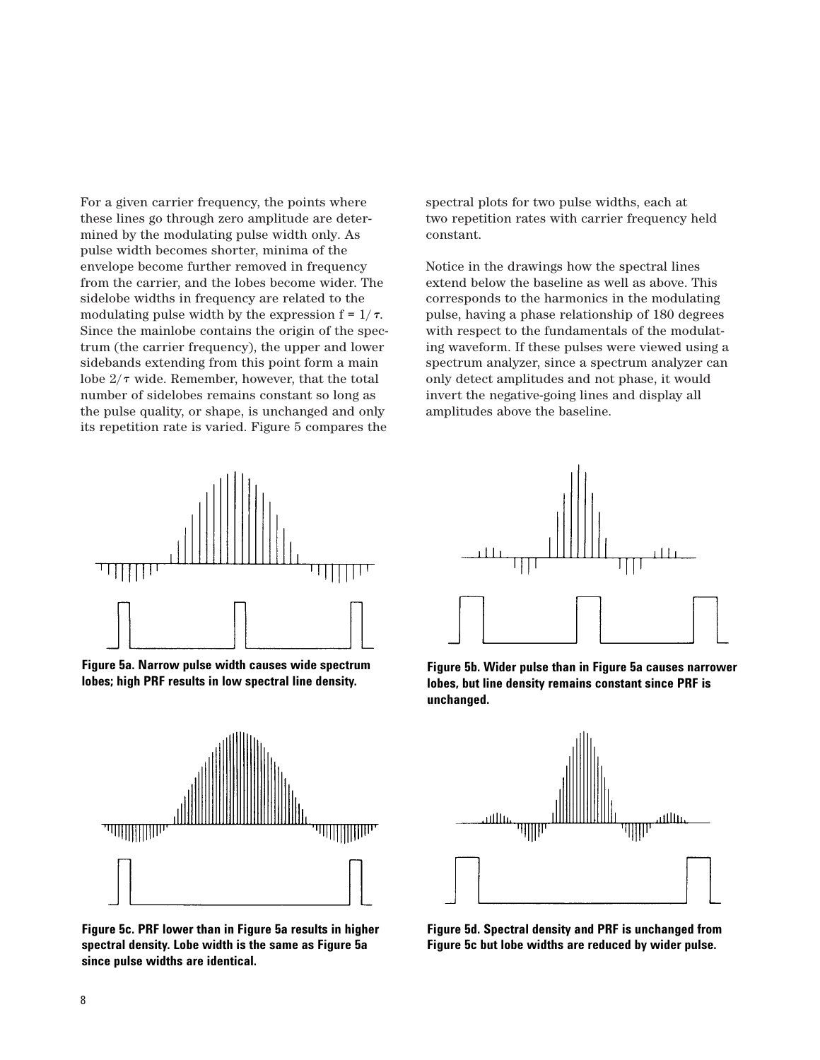For a given carrier frequency, the points where these lines go through zero amplitude are determined by the modulating pulse width only. As pulse width becomes shorter, minima of the envelope become further removed in frequency from the carrier, and the lobes become wider. The sidelobe widths in frequency are related to the modulating pulse width by the expression $f = 1/\tau$. Since the mainlobe contains the origin of the spectrum (the carrier frequency), the upper and lower sidebands extending from this point form a main lobe $2/\tau$ wide. Remember, however, that the total number of sidelobes remains constant so long as the pulse quality, or shape, is unchanged and only its repetition rate is varied. Figure 5 compares the spectral plots for two pulse widths, each at two repetition rates with carrier frequency held constant.

Notice in the drawings how the spectral lines extend below the baseline as well as above. This corresponds to the harmonics in the modulating pulse, having a phase relationship of 180 degrees with respect to the fundamentals of the modulating waveform. If these pulses were viewed using a spectrum analyzer, since a spectrum analyzer can only detect amplitudes and not phase, it would invert the negative-going lines and display all amplitudes above the baseline.

**Figure 5a. Narrow pulse width causes wide spectrum lobes; high PRF results in low spectral line density.**

**Figure 5b. Wider pulse than in Figure 5a causes narrower lobes, but line density remains constant since PRF is unchanged.**

**Figure 5c. PRF lower than in Figure 5a results in higher spectral density. Lobe width is the same as Figure 5a since pulse widths are identical.**

**Figure 5d. Spectral density and PRF is unchanged from Figure 5c but lobe widths are reduced by wider pulse.**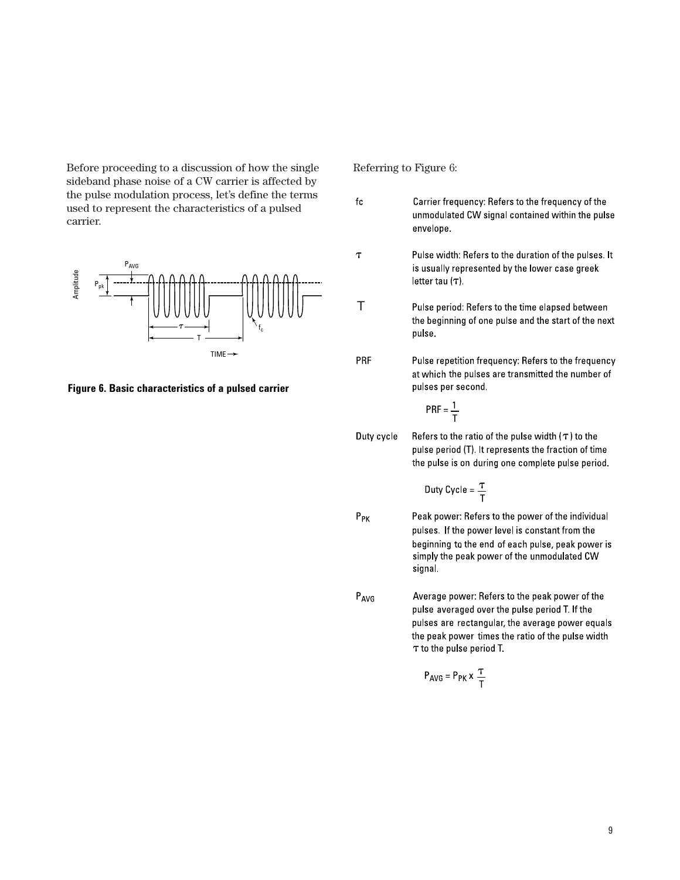Before proceeding to a discussion of how the single sideband phase noise of a CW carrier is affected by the pulse modulation process, let's define the terms used to represent the characteristics of a pulsed carrier.

**Figure 6. Basic characteristics of a pulsed carrier**

Referring to Figure 6:

fc — Carrier frequency: Refers to the frequency of the unmodulated CW signal contained within the pulse envelope.

$\tau$ — Pulse width: Refers to the duration of the pulses. It is usually represented by the lower case greek letter tau ($\tau$).

T — Pulse period: Refers to the time elapsed between the beginning of one pulse and the start of the next pulse.

PRF — Pulse repetition frequency: Refers to the frequency at which the pulses are transmitted the number of pulses per second.

$$\text{PRF} = \frac{1}{T}$$

Duty cycle — Refers to the ratio of the pulse width ($\tau$) to the pulse period (T). It represents the fraction of time the pulse is on during one complete pulse period.

$$\text{Duty Cycle} = \frac{\tau}{T}$$

$P_{PK}$ — Peak power: Refers to the power of the individual pulses. If the power level is constant from the beginning to the end of each pulse, peak power is simply the peak power of the unmodulated CW signal.

$P_{AVG}$ — Average power: Refers to the peak power of the pulse averaged over the pulse period T. If the pulses are rectangular, the average power equals the peak power times the ratio of the pulse width $\tau$ to the pulse period T.

$$P_{AVG} = P_{PK} \times \frac{\tau}{T}$$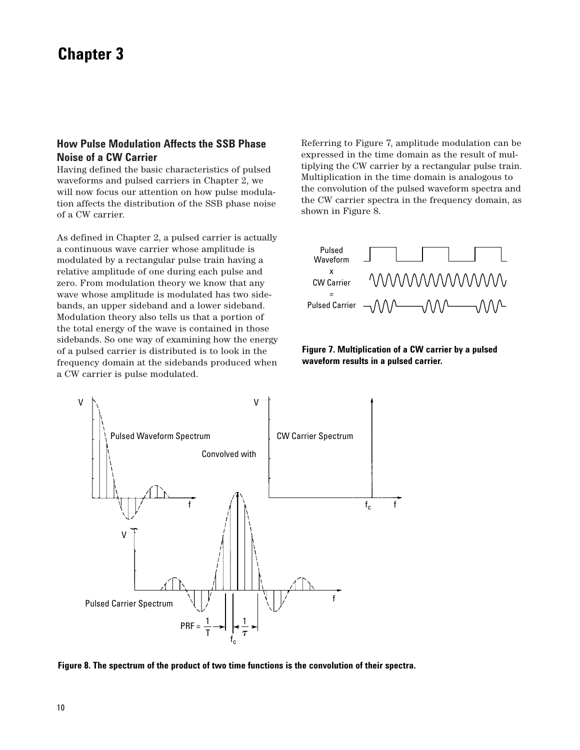# Chapter 3

## How Pulse Modulation Affects the SSB Phase Noise of a CW Carrier

Having defined the basic characteristics of pulsed waveforms and pulsed carriers in Chapter 2, we will now focus our attention on how pulse modulation affects the distribution of the SSB phase noise of a CW carrier.

As defined in Chapter 2, a pulsed carrier is actually a continuous wave carrier whose amplitude is modulated by a rectangular pulse train having a relative amplitude of one during each pulse and zero. From modulation theory we know that any wave whose amplitude is modulated has two sidebands, an upper sideband and a lower sideband. Modulation theory also tells us that a portion of the total energy of the wave is contained in those sidebands. So one way of examining how the energy of a pulsed carrier is distributed is to look in the frequency domain at the sidebands produced when a CW carrier is pulse modulated.

Referring to Figure 7, amplitude modulation can be expressed in the time domain as the result of multiplying the CW carrier by a rectangular pulse train. Multiplication in the time domain is analogous to the convolution of the pulsed waveform spectra and the CW carrier spectra in the frequency domain, as shown in Figure 8.

**Figure 7. Multiplication of a CW carrier by a pulsed waveform results in a pulsed carrier.**

**Figure 8. The spectrum of the product of two time functions is the convolution of their spectra.**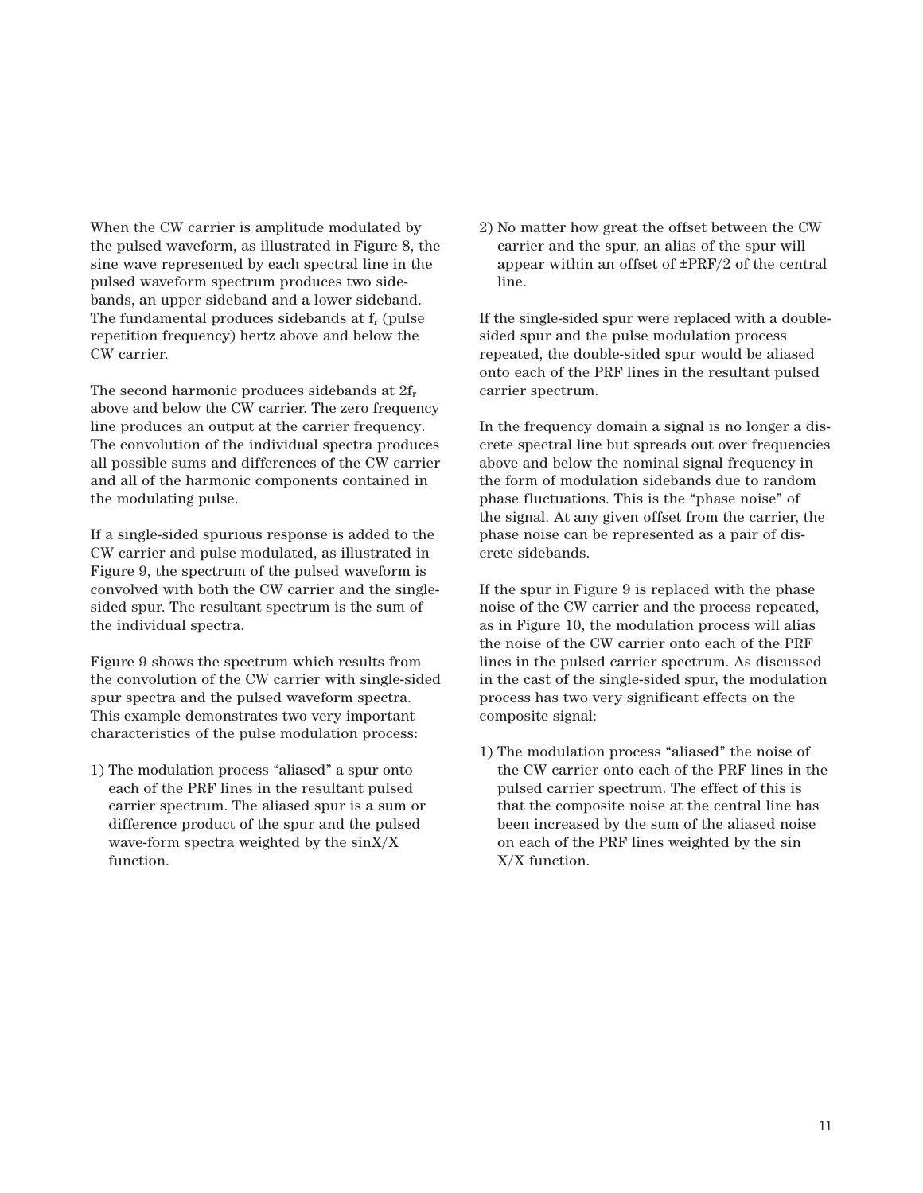When the CW carrier is amplitude modulated by the pulsed waveform, as illustrated in Figure 8, the sine wave represented by each spectral line in the pulsed waveform spectrum produces two sidebands, an upper sideband and a lower sideband. The fundamental produces sidebands at $f_r$ (pulse repetition frequency) hertz above and below the CW carrier.

The second harmonic produces sidebands at $2f_r$ above and below the CW carrier. The zero frequency line produces an output at the carrier frequency. The convolution of the individual spectra produces all possible sums and differences of the CW carrier and all of the harmonic components contained in the modulating pulse.

If a single-sided spurious response is added to the CW carrier and pulse modulated, as illustrated in Figure 9, the spectrum of the pulsed waveform is convolved with both the CW carrier and the single-sided spur. The resultant spectrum is the sum of the individual spectra.

Figure 9 shows the spectrum which results from the convolution of the CW carrier with single-sided spur spectra and the pulsed waveform spectra. This example demonstrates two very important characteristics of the pulse modulation process:

1) The modulation process "aliased" a spur onto each of the PRF lines in the resultant pulsed carrier spectrum. The aliased spur is a sum or difference product of the spur and the pulsed wave-form spectra weighted by the sinX/X function.

2) No matter how great the offset between the CW carrier and the spur, an alias of the spur will appear within an offset of ±PRF/2 of the central line.

If the single-sided spur were replaced with a double-sided spur and the pulse modulation process repeated, the double-sided spur would be aliased onto each of the PRF lines in the resultant pulsed carrier spectrum.

In the frequency domain a signal is no longer a discrete spectral line but spreads out over frequencies above and below the nominal signal frequency in the form of modulation sidebands due to random phase fluctuations. This is the "phase noise" of the signal. At any given offset from the carrier, the phase noise can be represented as a pair of discrete sidebands.

If the spur in Figure 9 is replaced with the phase noise of the CW carrier and the process repeated, as in Figure 10, the modulation process will alias the noise of the CW carrier onto each of the PRF lines in the pulsed carrier spectrum. As discussed in the cast of the single-sided spur, the modulation process has two very significant effects on the composite signal:

1) The modulation process "aliased" the noise of the CW carrier onto each of the PRF lines in the pulsed carrier spectrum. The effect of this is that the composite noise at the central line has been increased by the sum of the aliased noise on each of the PRF lines weighted by the sin X/X function.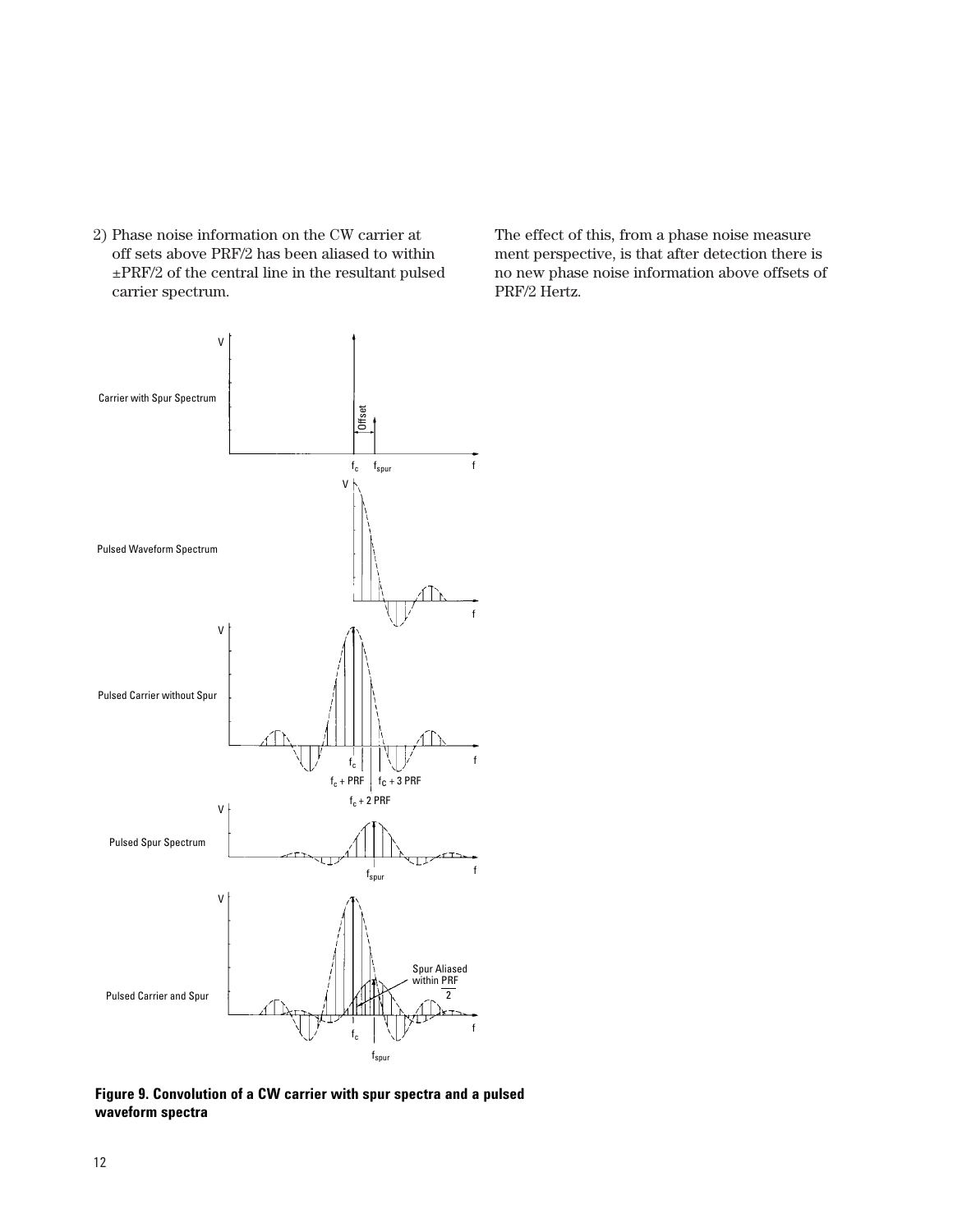2) Phase noise information on the CW carrier at off sets above PRF/2 has been aliased to within ±PRF/2 of the central line in the resultant pulsed carrier spectrum.

The effect of this, from a phase noise measure ment perspective, is that after detection there is no new phase noise information above offsets of PRF/2 Hertz.

**Figure 9. Convolution of a CW carrier with spur spectra and a pulsed waveform spectra**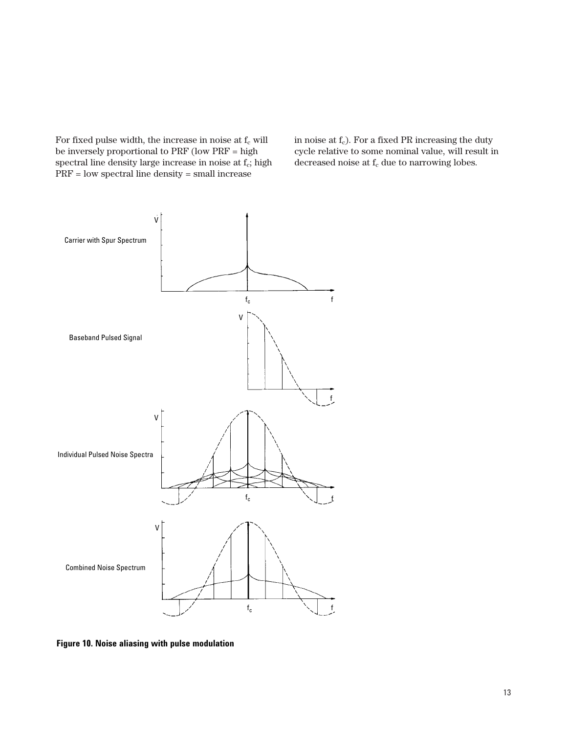For fixed pulse width, the increase in noise at $f_c$ will be inversely proportional to PRF (low PRF = high spectral line density large increase in noise at $f_c$; high PRF = low spectral line density = small increase in noise at $f_c$). For a fixed PR increasing the duty cycle relative to some nominal value, will result in decreased noise at $f_c$ due to narrowing lobes.

**Figure 10. Noise aliasing with pulse modulation**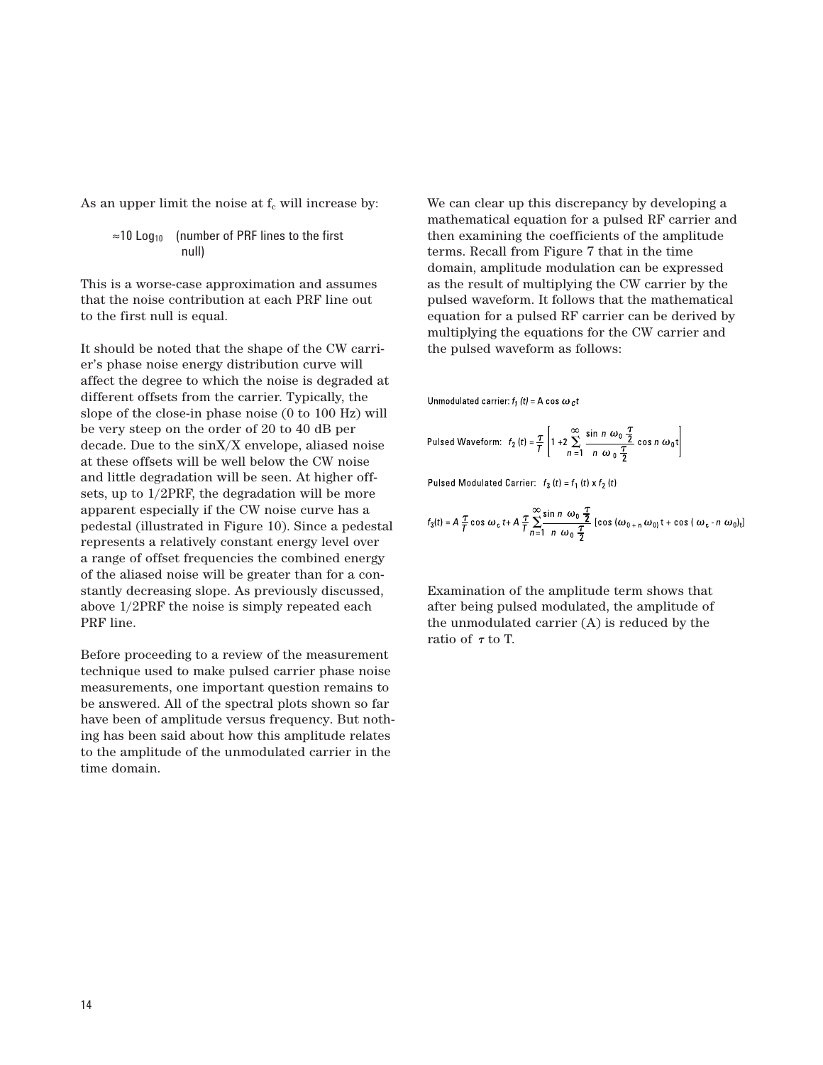As an upper limit the noise at $f_c$ will increase by:

$\approx 10 \text{ Log}_{10}$ (number of PRF lines to the first null)

This is a worse-case approximation and assumes that the noise contribution at each PRF line out to the first null is equal.

It should be noted that the shape of the CW carrier's phase noise energy distribution curve will affect the degree to which the noise is degraded at different offsets from the carrier. Typically, the slope of the close-in phase noise (0 to 100 Hz) will be very steep on the order of 20 to 40 dB per decade. Due to the sinX/X envelope, aliased noise at these offsets will be well below the CW noise and little degradation will be seen. At higher offsets, up to 1/2PRF, the degradation will be more apparent especially if the CW noise curve has a pedestal (illustrated in Figure 10). Since a pedestal represents a relatively constant energy level over a range of offset frequencies the combined energy of the aliased noise will be greater than for a constantly decreasing slope. As previously discussed, above 1/2PRF the noise is simply repeated each PRF line.

Before proceeding to a review of the measurement technique used to make pulsed carrier phase noise measurements, one important question remains to be answered. All of the spectral plots shown so far have been of amplitude versus frequency. But nothing has been said about how this amplitude relates to the amplitude of the unmodulated carrier in the time domain.

We can clear up this discrepancy by developing a mathematical equation for a pulsed RF carrier and then examining the coefficients of the amplitude terms. Recall from Figure 7 that in the time domain, amplitude modulation can be expressed as the result of multiplying the CW carrier by the pulsed waveform. It follows that the mathematical equation for a pulsed RF carrier can be derived by multiplying the equations for the CW carrier and the pulsed waveform as follows:

Unmodulated carrier: $f_1(t) = A \cos \omega_c t$

Pulsed Waveform: $f_2(t) = \dfrac{\tau}{T}\left[1 + 2\sum_{n=1}^{\infty} \dfrac{\sin n\,\omega_0 \frac{\tau}{2}}{n\,\omega_0 \frac{\tau}{2}} \cos n\,\omega_0 t\right]$

Pulsed Modulated Carrier: $f_3(t) = f_1(t) \times f_2(t)$

$$f_3(t) = A\frac{\tau}{T}\cos \omega_c t + A\frac{\tau}{T}\sum_{n=1}^{\infty} \frac{\sin n\,\omega_0 \frac{\tau}{2}}{n\,\omega_0 \frac{\tau}{2}} \left[\cos(\omega_{0+n}\,\omega_0)t + \cos(\omega_c - n\,\omega_0)t\right]$$

Examination of the amplitude term shows that after being pulsed modulated, the amplitude of the unmodulated carrier (A) is reduced by the ratio of $\tau$ to T.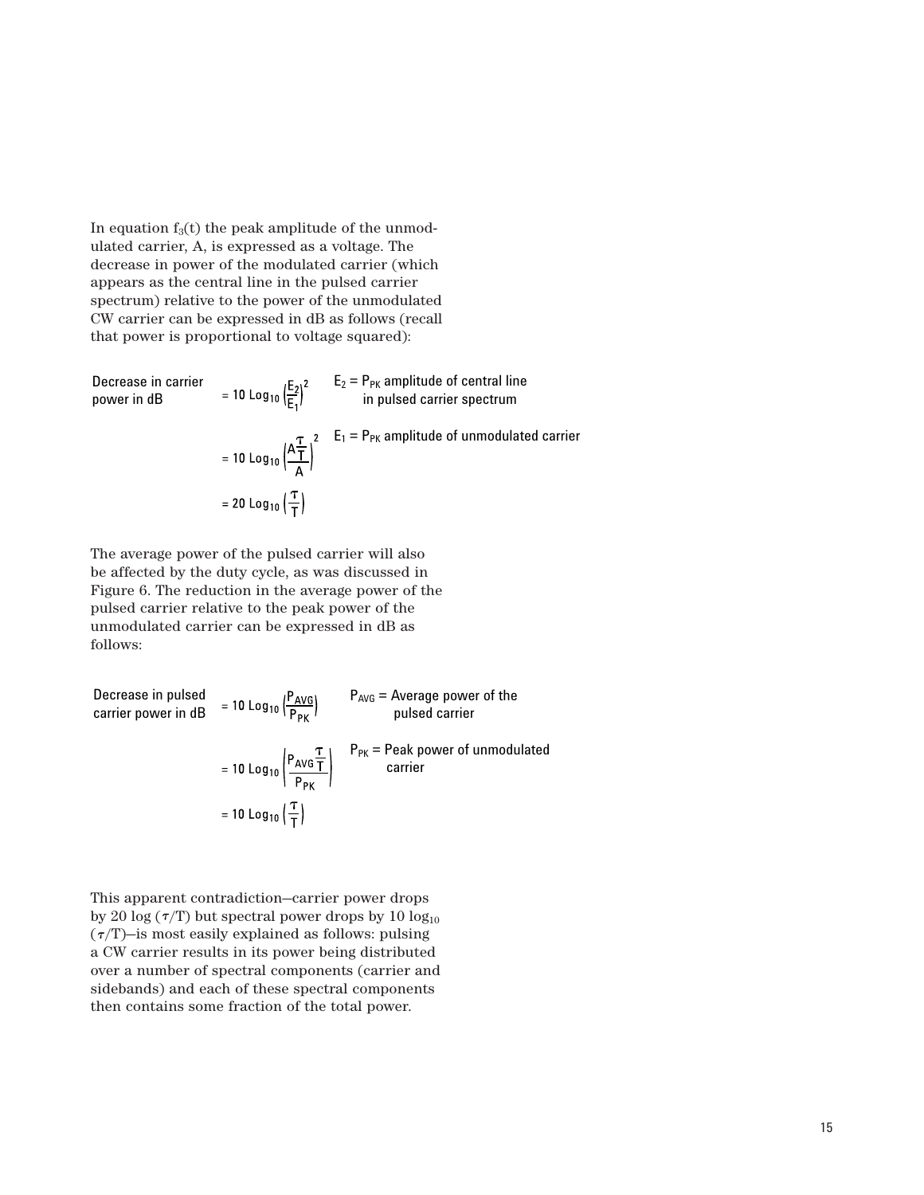In equation $f_3(t)$ the peak amplitude of the unmodulated carrier, A, is expressed as a voltage. The decrease in power of the modulated carrier (which appears as the central line in the pulsed carrier spectrum) relative to the power of the unmodulated CW carrier can be expressed in dB as follows (recall that power is proportional to voltage squared):

Decrease in carrier power in dB

$$= 10 \, \text{Log}_{10} \left(\frac{E_2}{E_1}\right)^2$$

$E_2 = P_{PK}$ amplitude of central line in pulsed carrier spectrum

$$= 10 \, \text{Log}_{10} \left(\frac{A\frac{\tau}{T}}{A}\right)^2$$

$E_1 = P_{PK}$ amplitude of unmodulated carrier

$$= 20 \, \text{Log}_{10} \left(\frac{\tau}{T}\right)$$

The average power of the pulsed carrier will also be affected by the duty cycle, as was discussed in Figure 6. The reduction in the average power of the pulsed carrier relative to the peak power of the unmodulated carrier can be expressed in dB as follows:

Decrease in pulsed carrier power in dB

$$= 10 \, \text{Log}_{10} \left(\frac{P_{AVG}}{P_{PK}}\right)$$

$P_{AVG}$ = Average power of the pulsed carrier

$$= 10 \, \text{Log}_{10} \left(\frac{P_{AVG}\frac{\tau}{T}}{P_{PK}}\right)$$

$P_{PK}$ = Peak power of unmodulated carrier

$$= 10 \, \text{Log}_{10} \left(\frac{\tau}{T}\right)$$

This apparent contradiction—carrier power drops by $20 \log (\tau/T)$ but spectral power drops by $10 \log_{10} (\tau/T)$—is most easily explained as follows: pulsing a CW carrier results in its power being distributed over a number of spectral components (carrier and sidebands) and each of these spectral components then contains some fraction of the total power.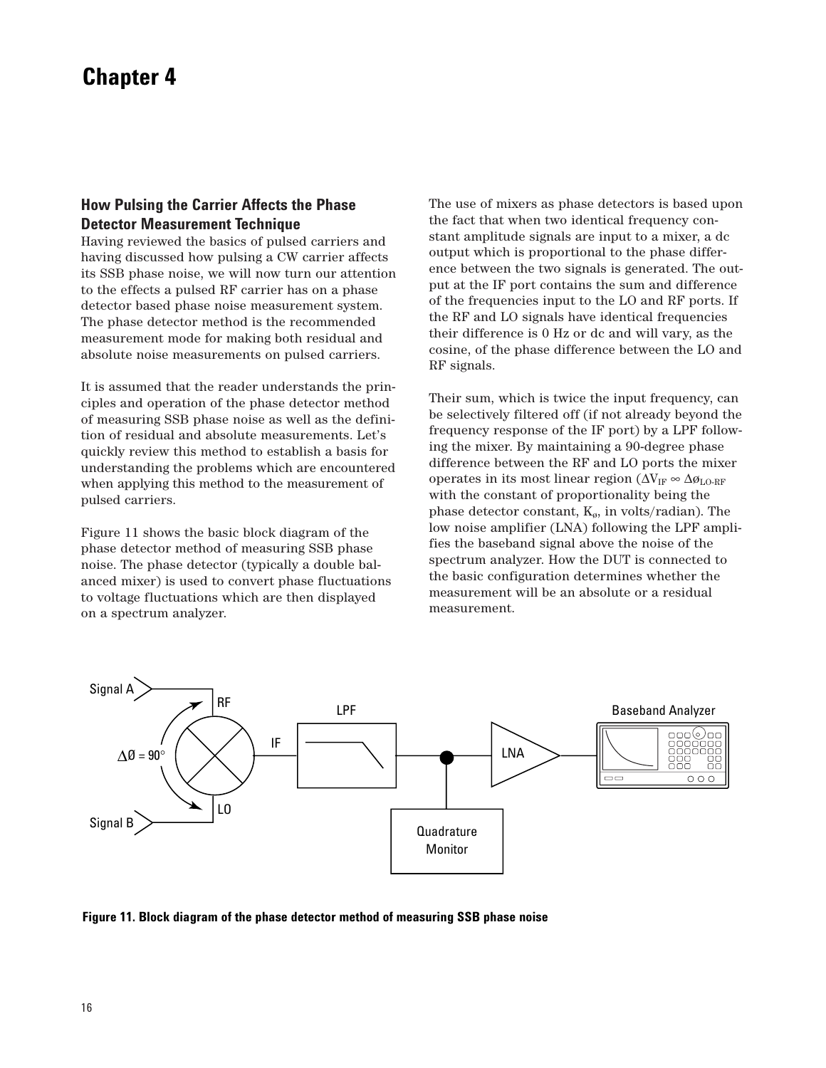# Chapter 4

## How Pulsing the Carrier Affects the Phase Detector Measurement Technique

Having reviewed the basics of pulsed carriers and having discussed how pulsing a CW carrier affects its SSB phase noise, we will now turn our attention to the effects a pulsed RF carrier has on a phase detector based phase noise measurement system. The phase detector method is the recommended measurement mode for making both residual and absolute noise measurements on pulsed carriers.

It is assumed that the reader understands the principles and operation of the phase detector method of measuring SSB phase noise as well as the definition of residual and absolute measurements. Let's quickly review this method to establish a basis for understanding the problems which are encountered when applying this method to the measurement of pulsed carriers.

Figure 11 shows the basic block diagram of the phase detector method of measuring SSB phase noise. The phase detector (typically a double balanced mixer) is used to convert phase fluctuations to voltage fluctuations which are then displayed on a spectrum analyzer.

The use of mixers as phase detectors is based upon the fact that when two identical frequency constant amplitude signals are input to a mixer, a dc output which is proportional to the phase difference between the two signals is generated. The output at the IF port contains the sum and difference of the frequencies input to the LO and RF ports. If the RF and LO signals have identical frequencies their difference is 0 Hz or dc and will vary, as the cosine, of the phase difference between the LO and RF signals.

Their sum, which is twice the input frequency, can be selectively filtered off (if not already beyond the frequency response of the IF port) by a LPF following the mixer. By maintaining a 90-degree phase difference between the RF and LO ports the mixer operates in its most linear region ($\Delta V_{IF} \propto \Delta \varnothing_{LO\text{-}RF}$ with the constant of proportionality being the phase detector constant, $K_{\varnothing}$, in volts/radian). The low noise amplifier (LNA) following the LPF amplifies the baseband signal above the noise of the spectrum analyzer. How the DUT is connected to the basic configuration determines whether the measurement will be an absolute or a residual measurement.

**Figure 11. Block diagram of the phase detector method of measuring SSB phase noise**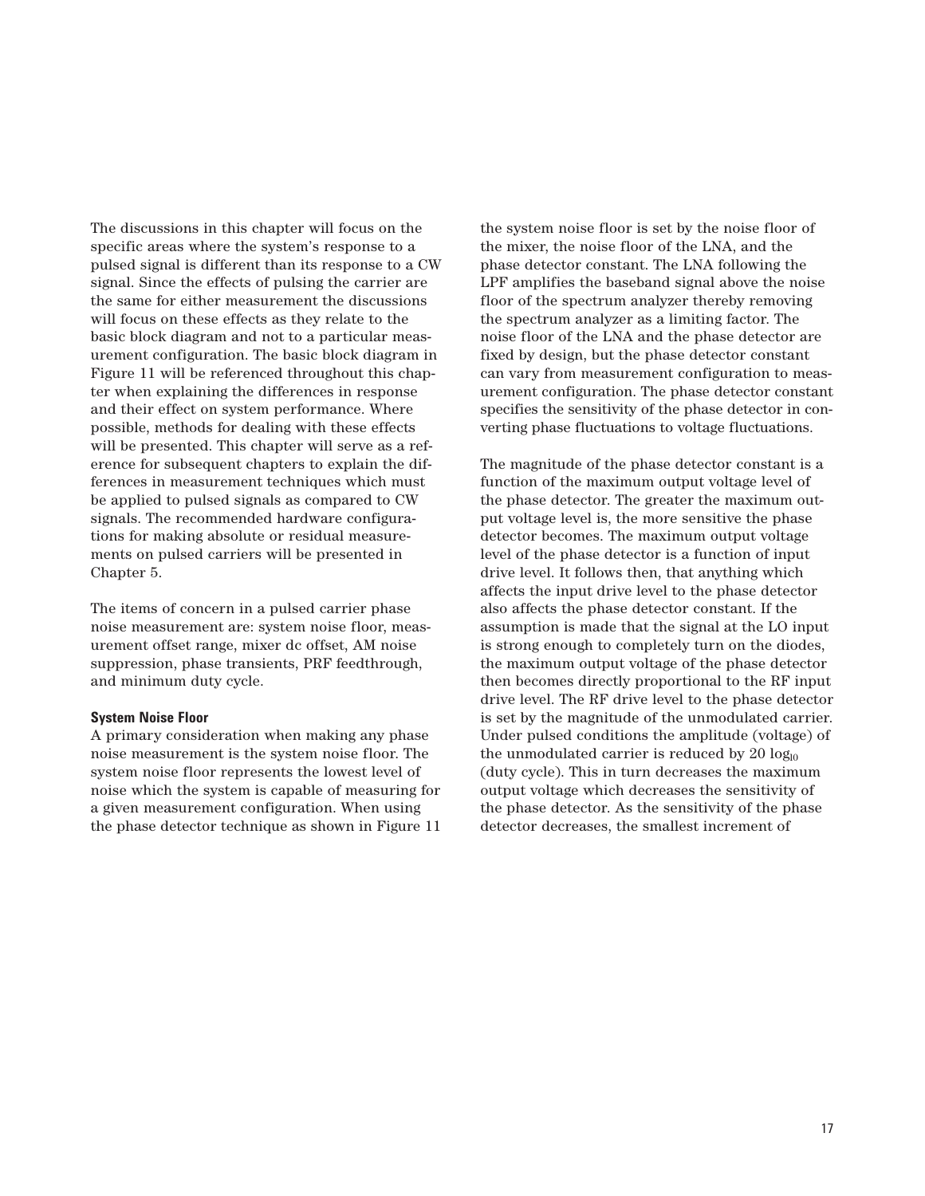The discussions in this chapter will focus on the specific areas where the system's response to a pulsed signal is different than its response to a CW signal. Since the effects of pulsing the carrier are the same for either measurement the discussions will focus on these effects as they relate to the basic block diagram and not to a particular measurement configuration. The basic block diagram in Figure 11 will be referenced throughout this chapter when explaining the differences in response and their effect on system performance. Where possible, methods for dealing with these effects will be presented. This chapter will serve as a reference for subsequent chapters to explain the differences in measurement techniques which must be applied to pulsed signals as compared to CW signals. The recommended hardware configurations for making absolute or residual measurements on pulsed carriers will be presented in Chapter 5.

The items of concern in a pulsed carrier phase noise measurement are: system noise floor, measurement offset range, mixer dc offset, AM noise suppression, phase transients, PRF feedthrough, and minimum duty cycle.

**System Noise Floor**

A primary consideration when making any phase noise measurement is the system noise floor. The system noise floor represents the lowest level of noise which the system is capable of measuring for a given measurement configuration. When using the phase detector technique as shown in Figure 11 the system noise floor is set by the noise floor of the mixer, the noise floor of the LNA, and the phase detector constant. The LNA following the LPF amplifies the baseband signal above the noise floor of the spectrum analyzer thereby removing the spectrum analyzer as a limiting factor. The noise floor of the LNA and the phase detector are fixed by design, but the phase detector constant can vary from measurement configuration to measurement configuration. The phase detector constant specifies the sensitivity of the phase detector in converting phase fluctuations to voltage fluctuations.

The magnitude of the phase detector constant is a function of the maximum output voltage level of the phase detector. The greater the maximum output voltage level is, the more sensitive the phase detector becomes. The maximum output voltage level of the phase detector is a function of input drive level. It follows then, that anything which affects the input drive level to the phase detector also affects the phase detector constant. If the assumption is made that the signal at the LO input is strong enough to completely turn on the diodes, the maximum output voltage of the phase detector then becomes directly proportional to the RF input drive level. The RF drive level to the phase detector is set by the magnitude of the unmodulated carrier. Under pulsed conditions the amplitude (voltage) of the unmodulated carrier is reduced by $20 \log_{10}$ (duty cycle). This in turn decreases the maximum output voltage which decreases the sensitivity of the phase detector. As the sensitivity of the phase detector decreases, the smallest increment of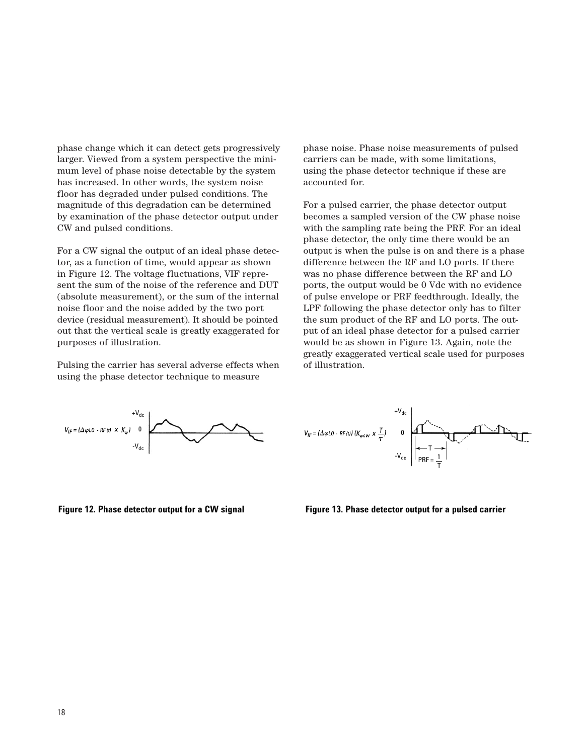phase change which it can detect gets progressively larger. Viewed from a system perspective the minimum level of phase noise detectable by the system has increased. In other words, the system noise floor has degraded under pulsed conditions. The magnitude of this degradation can be determined by examination of the phase detector output under CW and pulsed conditions.

For a CW signal the output of an ideal phase detector, as a function of time, would appear as shown in Figure 12. The voltage fluctuations, VIF represent the sum of the noise of the reference and DUT (absolute measurement), or the sum of the internal noise floor and the noise added by the two port device (residual measurement). It should be pointed out that the vertical scale is greatly exaggerated for purposes of illustration.

Pulsing the carrier has several adverse effects when using the phase detector technique to measure phase noise. Phase noise measurements of pulsed carriers can be made, with some limitations, using the phase detector technique if these are accounted for.

For a pulsed carrier, the phase detector output becomes a sampled version of the CW phase noise with the sampling rate being the PRF. For an ideal phase detector, the only time there would be an output is when the pulse is on and there is a phase difference between the RF and LO ports. If there was no phase difference between the RF and LO ports, the output would be 0 Vdc with no evidence of pulse envelope or PRF feedthrough. Ideally, the LPF following the phase detector only has to filter the sum product of the RF and LO ports. The output of an ideal phase detector for a pulsed carrier would be as shown in Figure 13. Again, note the greatly exaggerated vertical scale used for purposes of illustration.

$V_{IF} = (\Delta\varphi_{LO-RF(t)} \times K_\varphi)$

**Figure 12. Phase detector output for a CW signal**

$V_{IF} = (\Delta\varphi_{LO-RF(t)})(K_{\varphi CW} \times \frac{T}{\tau})$

$PRF = \frac{1}{T}$

**Figure 13. Phase detector output for a pulsed carrier**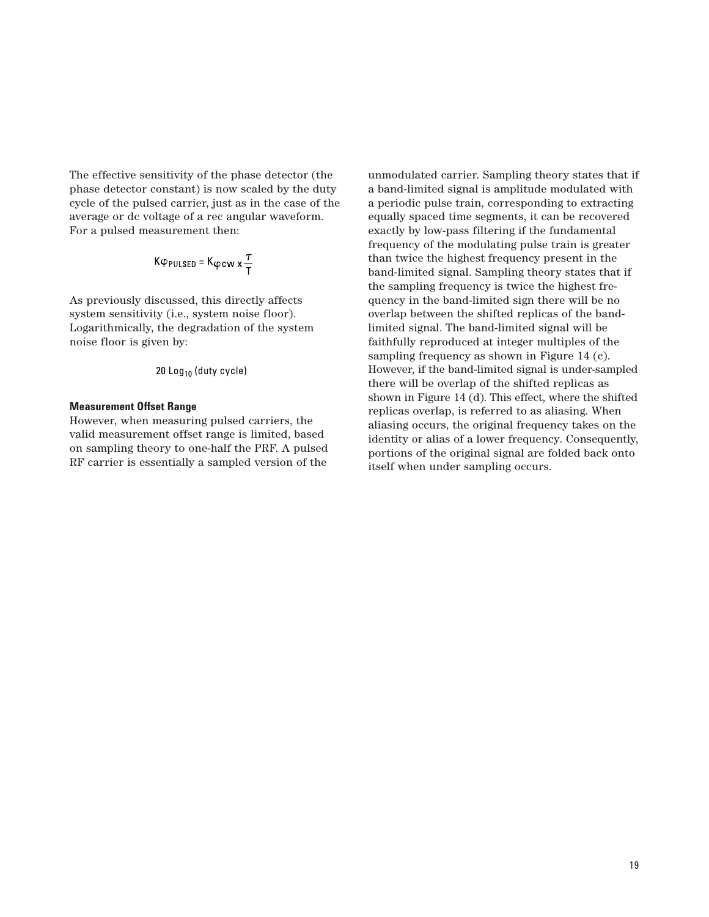The effective sensitivity of the phase detector (the phase detector constant) is now scaled by the duty cycle of the pulsed carrier, just as in the case of the average or dc voltage of a rec angular waveform. For a pulsed measurement then:

$$K\varphi_{PULSED} = K\varphi_{CW} \times \frac{\tau}{T}$$

As previously discussed, this directly affects system sensitivity (i.e., system noise floor). Logarithmically, the degradation of the system noise floor is given by:

$$20 \, \text{Log}_{10} \, (\text{duty cycle})$$

**Measurement Offset Range**

However, when measuring pulsed carriers, the valid measurement offset range is limited, based on sampling theory to one-half the PRF. A pulsed RF carrier is essentially a sampled version of the unmodulated carrier. Sampling theory states that if a band-limited signal is amplitude modulated with a periodic pulse train, corresponding to extracting equally spaced time segments, it can be recovered exactly by low-pass filtering if the fundamental frequency of the modulating pulse train is greater than twice the highest frequency present in the band-limited signal. Sampling theory states that if the sampling frequency is twice the highest frequency in the band-limited sign there will be no overlap between the shifted replicas of the band-limited signal. The band-limited signal will be faithfully reproduced at integer multiples of the sampling frequency as shown in Figure 14 (c). However, if the band-limited signal is under-sampled there will be overlap of the shifted replicas as shown in Figure 14 (d). This effect, where the shifted replicas overlap, is referred to as aliasing. When aliasing occurs, the original frequency takes on the identity or alias of a lower frequency. Consequently, portions of the original signal are folded back onto itself when under sampling occurs.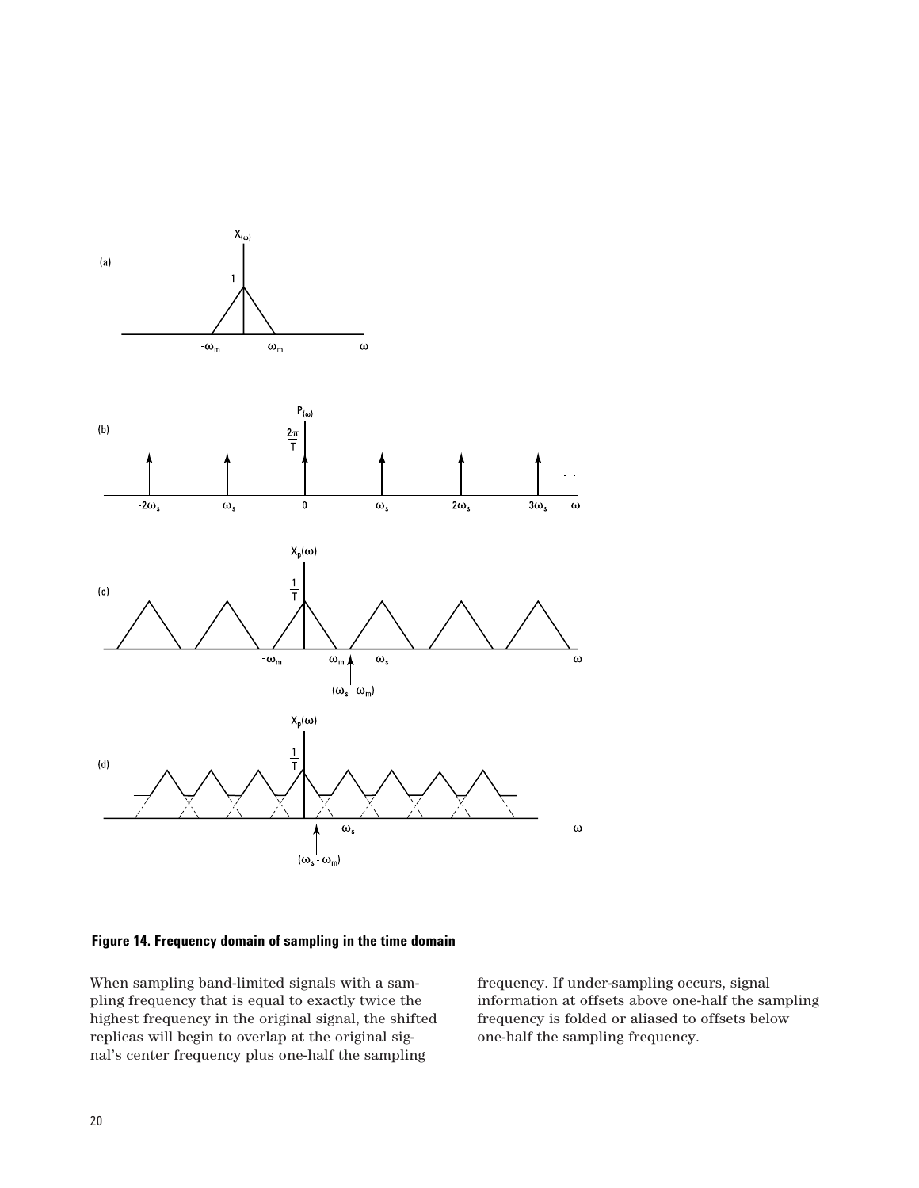**Figure 14. Frequency domain of sampling in the time domain**

When sampling band-limited signals with a sampling frequency that is equal to exactly twice the highest frequency in the original signal, the shifted replicas will begin to overlap at the original signal's center frequency plus one-half the sampling frequency. If under-sampling occurs, signal information at offsets above one-half the sampling frequency is folded or aliased to offsets below one-half the sampling frequency.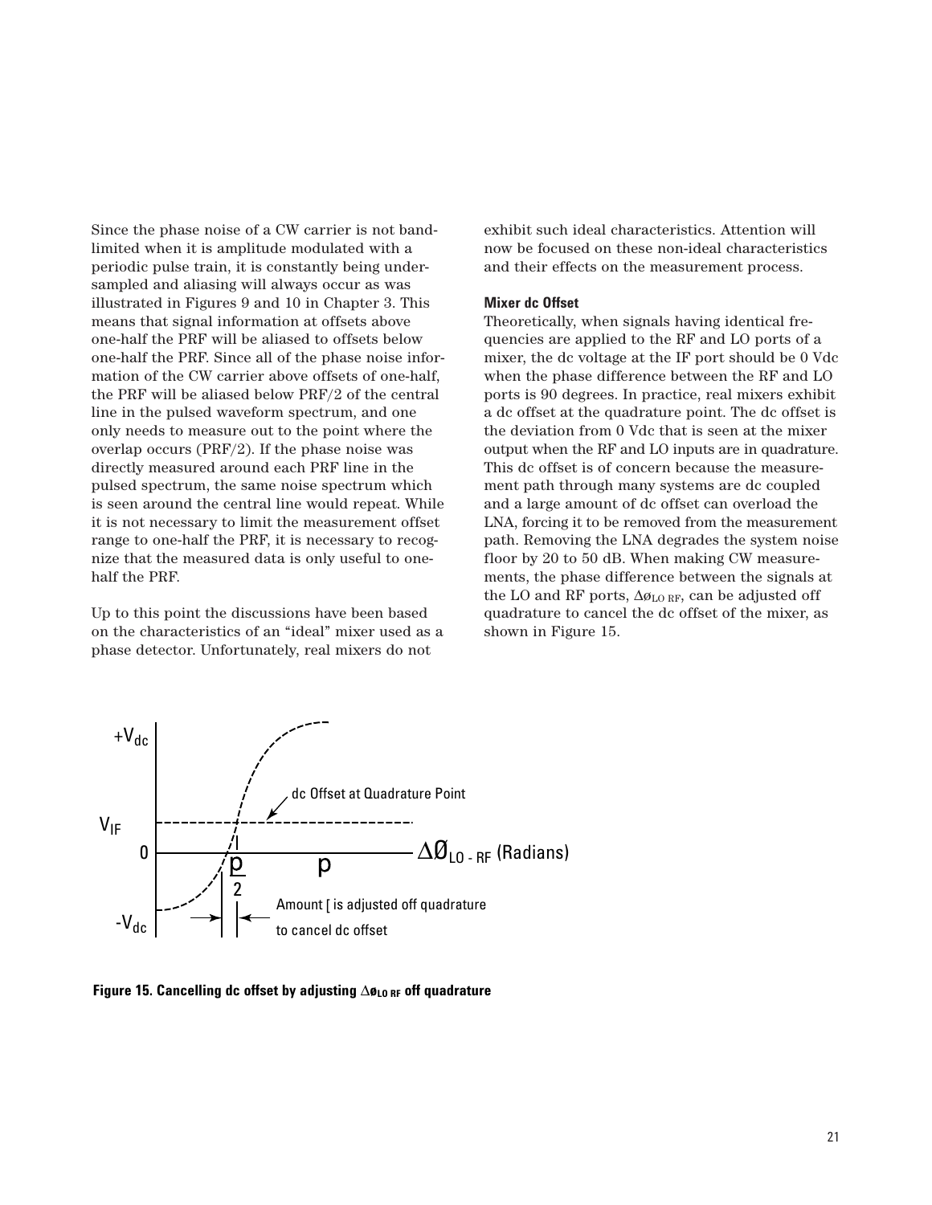Since the phase noise of a CW carrier is not band-limited when it is amplitude modulated with a periodic pulse train, it is constantly being under-sampled and aliasing will always occur as was illustrated in Figures 9 and 10 in Chapter 3. This means that signal information at offsets above one-half the PRF will be aliased to offsets below one-half the PRF. Since all of the phase noise information of the CW carrier above offsets of one-half, the PRF will be aliased below PRF/2 of the central line in the pulsed waveform spectrum, and one only needs to measure out to the point where the overlap occurs (PRF/2). If the phase noise was directly measured around each PRF line in the pulsed spectrum, the same noise spectrum which is seen around the central line would repeat. While it is not necessary to limit the measurement offset range to one-half the PRF, it is necessary to recognize that the measured data is only useful to one-half the PRF.

Up to this point the discussions have been based on the characteristics of an "ideal" mixer used as a phase detector. Unfortunately, real mixers do not exhibit such ideal characteristics. Attention will now be focused on these non-ideal characteristics and their effects on the measurement process.

#### Mixer dc Offset

Theoretically, when signals having identical frequencies are applied to the RF and LO ports of a mixer, the dc voltage at the IF port should be 0 Vdc when the phase difference between the RF and LO ports is 90 degrees. In practice, real mixers exhibit a dc offset at the quadrature point. The dc offset is the deviation from 0 Vdc that is seen at the mixer output when the RF and LO inputs are in quadrature. This dc offset is of concern because the measurement path through many systems are dc coupled and a large amount of dc offset can overload the LNA, forcing it to be removed from the measurement path. Removing the LNA degrades the system noise floor by 20 to 50 dB. When making CW measurements, the phase difference between the signals at the LO and RF ports, $\Delta\phi_{LO\ RF}$, can be adjusted off quadrature to cancel the dc offset of the mixer, as shown in Figure 15.

**Figure 15. Cancelling dc offset by adjusting $\Delta\phi_{LO\ RF}$ off quadrature**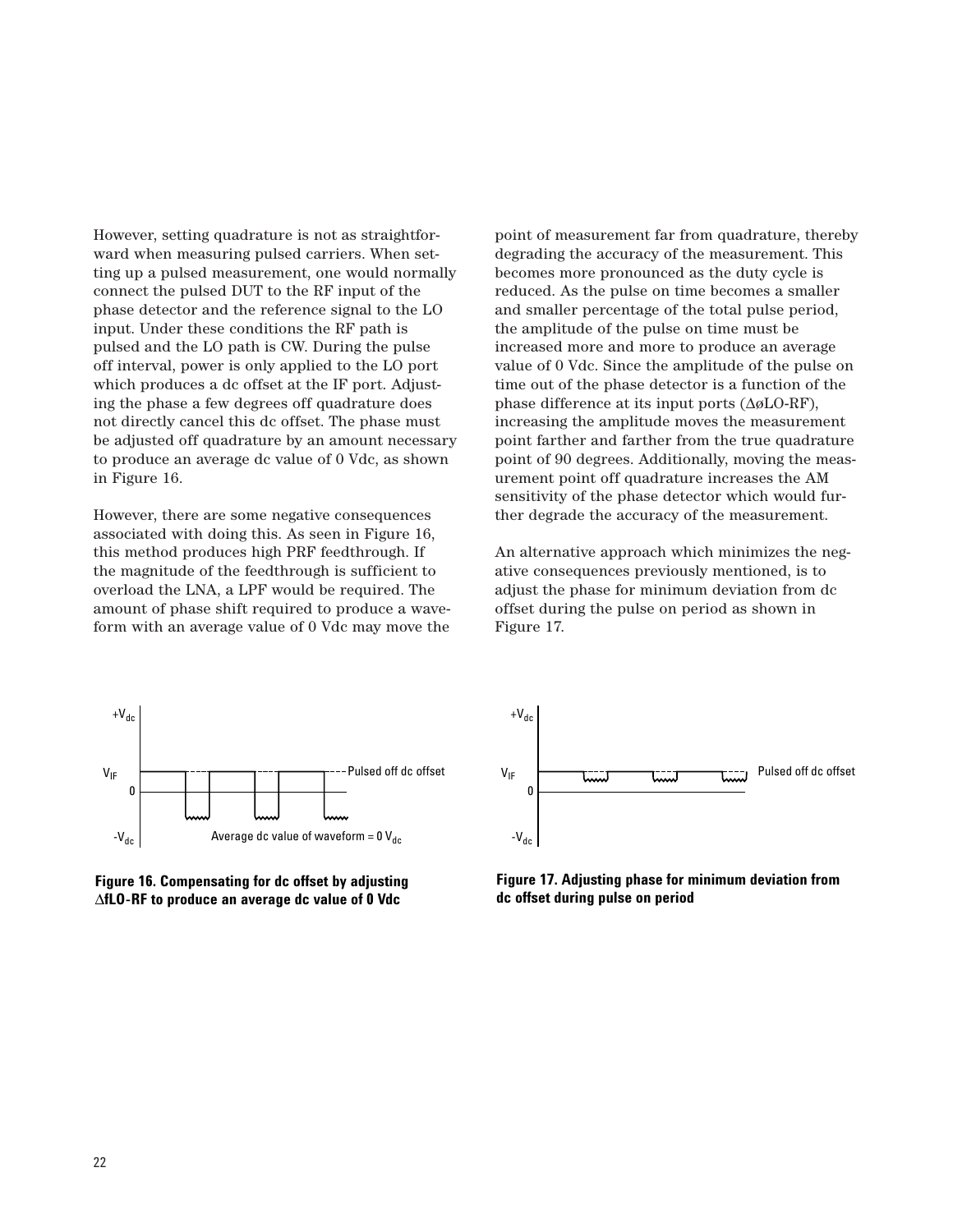However, setting quadrature is not as straightforward when measuring pulsed carriers. When setting up a pulsed measurement, one would normally connect the pulsed DUT to the RF input of the phase detector and the reference signal to the LO input. Under these conditions the RF path is pulsed and the LO path is CW. During the pulse off interval, power is only applied to the LO port which produces a dc offset at the IF port. Adjusting the phase a few degrees off quadrature does not directly cancel this dc offset. The phase must be adjusted off quadrature by an amount necessary to produce an average dc value of 0 Vdc, as shown in Figure 16.

However, there are some negative consequences associated with doing this. As seen in Figure 16, this method produces high PRF feedthrough. If the magnitude of the feedthrough is sufficient to overload the LNA, a LPF would be required. The amount of phase shift required to produce a waveform with an average value of 0 Vdc may move the point of measurement far from quadrature, thereby degrading the accuracy of the measurement. This becomes more pronounced as the duty cycle is reduced. As the pulse on time becomes a smaller and smaller percentage of the total pulse period, the amplitude of the pulse on time must be increased more and more to produce an average value of 0 Vdc. Since the amplitude of the pulse on time out of the phase detector is a function of the phase difference at its input ports (ΔøLO-RF), increasing the amplitude moves the measurement point farther and farther from the true quadrature point of 90 degrees. Additionally, moving the measurement point off quadrature increases the AM sensitivity of the phase detector which would further degrade the accuracy of the measurement.

An alternative approach which minimizes the negative consequences previously mentioned, is to adjust the phase for minimum deviation from dc offset during the pulse on period as shown in Figure 17.

**Figure 16. Compensating for dc offset by adjusting ΔfLO-RF to produce an average dc value of 0 Vdc**

**Figure 17. Adjusting phase for minimum deviation from dc offset during pulse on period**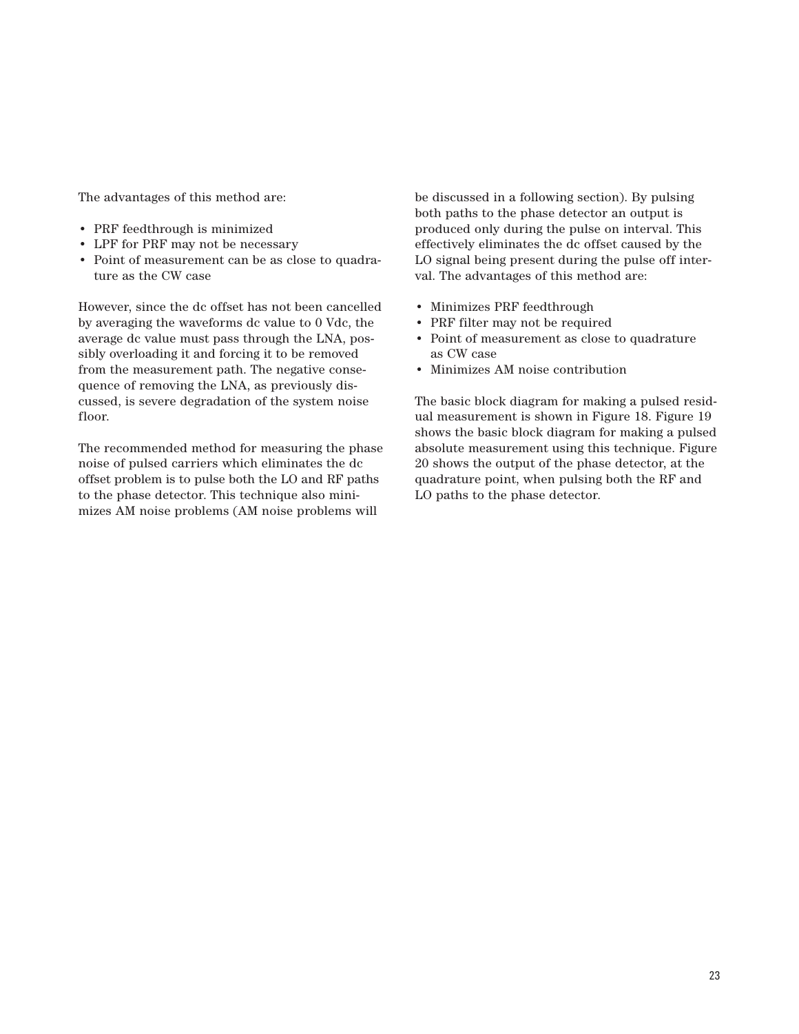The advantages of this method are:

- PRF feedthrough is minimized
- LPF for PRF may not be necessary
- Point of measurement can be as close to quadrature as the CW case

However, since the dc offset has not been cancelled by averaging the waveforms dc value to 0 Vdc, the average dc value must pass through the LNA, possibly overloading it and forcing it to be removed from the measurement path. The negative consequence of removing the LNA, as previously discussed, is severe degradation of the system noise floor.

The recommended method for measuring the phase noise of pulsed carriers which eliminates the dc offset problem is to pulse both the LO and RF paths to the phase detector. This technique also minimizes AM noise problems (AM noise problems will be discussed in a following section). By pulsing both paths to the phase detector an output is produced only during the pulse on interval. This effectively eliminates the dc offset caused by the LO signal being present during the pulse off interval. The advantages of this method are:

- Minimizes PRF feedthrough
- PRF filter may not be required
- Point of measurement as close to quadrature as CW case
- Minimizes AM noise contribution

The basic block diagram for making a pulsed residual measurement is shown in Figure 18. Figure 19 shows the basic block diagram for making a pulsed absolute measurement using this technique. Figure 20 shows the output of the phase detector, at the quadrature point, when pulsing both the RF and LO paths to the phase detector.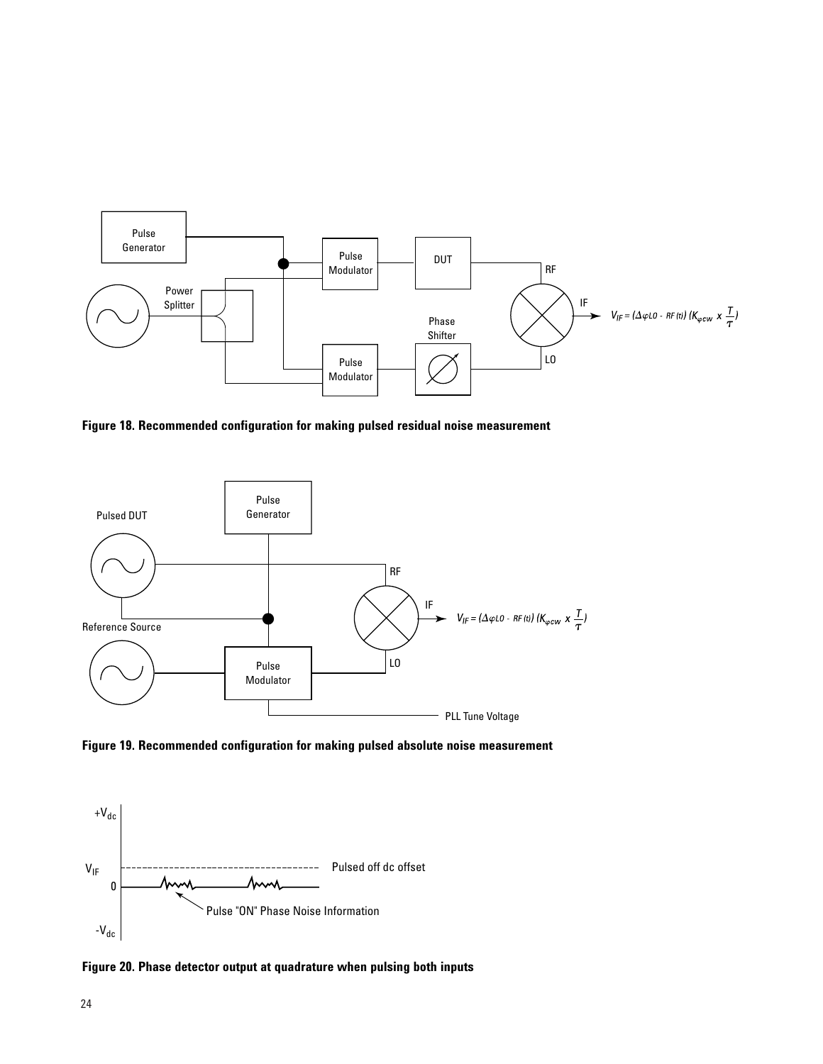**Figure 18. Recommended configuration for making pulsed residual noise measurement**

**Figure 19. Recommended configuration for making pulsed absolute noise measurement**

**Figure 20. Phase detector output at quadrature when pulsing both inputs**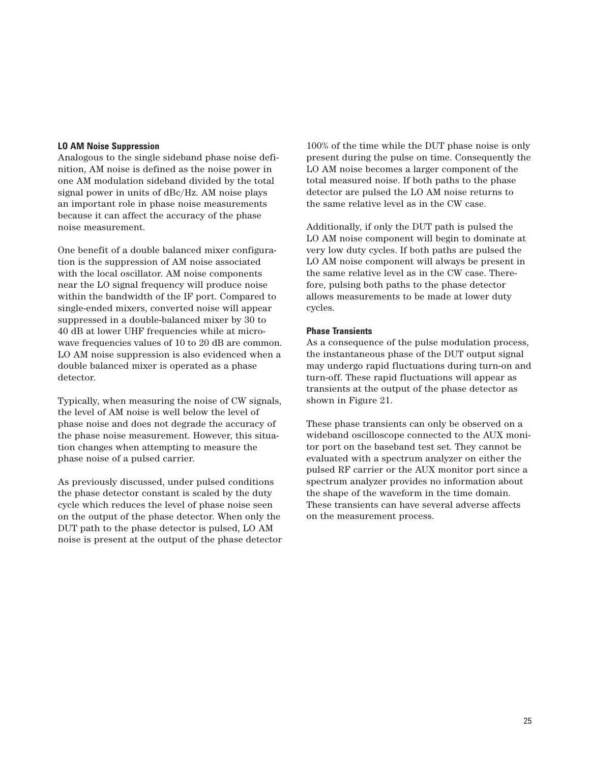### LO AM Noise Suppression

Analogous to the single sideband phase noise definition, AM noise is defined as the noise power in one AM modulation sideband divided by the total signal power in units of dBc/Hz. AM noise plays an important role in phase noise measurements because it can affect the accuracy of the phase noise measurement.

One benefit of a double balanced mixer configuration is the suppression of AM noise associated with the local oscillator. AM noise components near the LO signal frequency will produce noise within the bandwidth of the IF port. Compared to single-ended mixers, converted noise will appear suppressed in a double-balanced mixer by 30 to 40 dB at lower UHF frequencies while at microwave frequencies values of 10 to 20 dB are common. LO AM noise suppression is also evidenced when a double balanced mixer is operated as a phase detector.

Typically, when measuring the noise of CW signals, the level of AM noise is well below the level of phase noise and does not degrade the accuracy of the phase noise measurement. However, this situation changes when attempting to measure the phase noise of a pulsed carrier.

As previously discussed, under pulsed conditions the phase detector constant is scaled by the duty cycle which reduces the level of phase noise seen on the output of the phase detector. When only the DUT path to the phase detector is pulsed, LO AM noise is present at the output of the phase detector 100% of the time while the DUT phase noise is only present during the pulse on time. Consequently the LO AM noise becomes a larger component of the total measured noise. If both paths to the phase detector are pulsed the LO AM noise returns to the same relative level as in the CW case.

Additionally, if only the DUT path is pulsed the LO AM noise component will begin to dominate at very low duty cycles. If both paths are pulsed the LO AM noise component will always be present in the same relative level as in the CW case. Therefore, pulsing both paths to the phase detector allows measurements to be made at lower duty cycles.

### Phase Transients

As a consequence of the pulse modulation process, the instantaneous phase of the DUT output signal may undergo rapid fluctuations during turn-on and turn-off. These rapid fluctuations will appear as transients at the output of the phase detector as shown in Figure 21.

These phase transients can only be observed on a wideband oscilloscope connected to the AUX monitor port on the baseband test set. They cannot be evaluated with a spectrum analyzer on either the pulsed RF carrier or the AUX monitor port since a spectrum analyzer provides no information about the shape of the waveform in the time domain. These transients can have several adverse affects on the measurement process.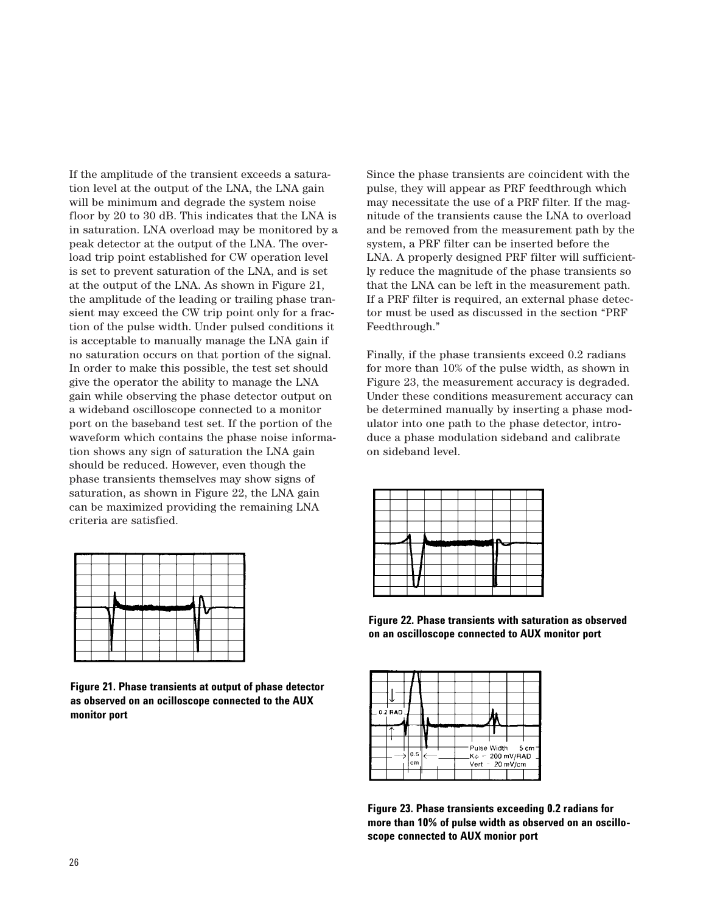If the amplitude of the transient exceeds a saturation level at the output of the LNA, the LNA gain will be minimum and degrade the system noise floor by 20 to 30 dB. This indicates that the LNA is in saturation. LNA overload may be monitored by a peak detector at the output of the LNA. The overload trip point established for CW operation level is set to prevent saturation of the LNA, and is set at the output of the LNA. As shown in Figure 21, the amplitude of the leading or trailing phase transient may exceed the CW trip point only for a fraction of the pulse width. Under pulsed conditions it is acceptable to manually manage the LNA gain if no saturation occurs on that portion of the signal. In order to make this possible, the test set should give the operator the ability to manage the LNA gain while observing the phase detector output on a wideband oscilloscope connected to a monitor port on the baseband test set. If the portion of the waveform which contains the phase noise information shows any sign of saturation the LNA gain should be reduced. However, even though the phase transients themselves may show signs of saturation, as shown in Figure 22, the LNA gain can be maximized providing the remaining LNA criteria are satisfied.

**Figure 21. Phase transients at output of phase detector as observed on an ocilloscope connected to the AUX monitor port**

Since the phase transients are coincident with the pulse, they will appear as PRF feedthrough which may necessitate the use of a PRF filter. If the magnitude of the transients cause the LNA to overload and be removed from the measurement path by the system, a PRF filter can be inserted before the LNA. A properly designed PRF filter will sufficiently reduce the magnitude of the phase transients so that the LNA can be left in the measurement path. If a PRF filter is required, an external phase detector must be used as discussed in the section "PRF Feedthrough."

Finally, if the phase transients exceed 0.2 radians for more than 10% of the pulse width, as shown in Figure 23, the measurement accuracy is degraded. Under these conditions measurement accuracy can be determined manually by inserting a phase modulator into one path to the phase detector, introduce a phase modulation sideband and calibrate on sideband level.

**Figure 22. Phase transients with saturation as observed on an oscilloscope connected to AUX monitor port**

**Figure 23. Phase transients exceeding 0.2 radians for more than 10% of pulse width as observed on an oscilloscope connected to AUX monior port**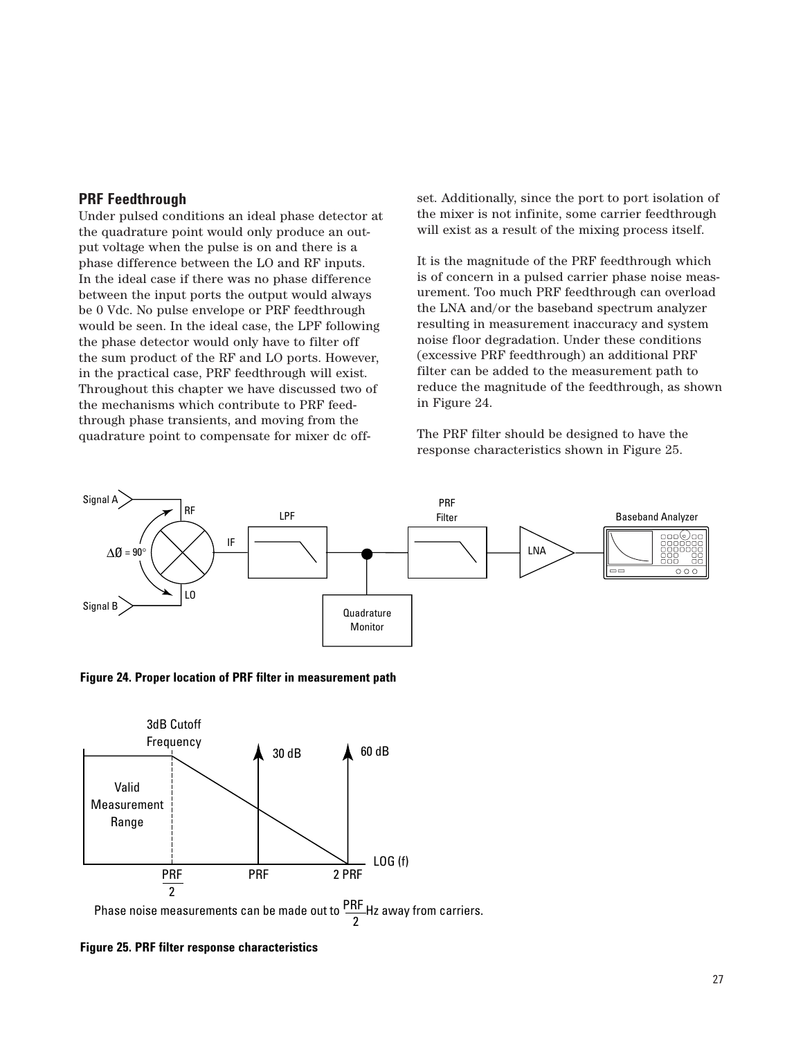## PRF Feedthrough

Under pulsed conditions an ideal phase detector at the quadrature point would only produce an output voltage when the pulse is on and there is a phase difference between the LO and RF inputs. In the ideal case if there was no phase difference between the input ports the output would always be 0 Vdc. No pulse envelope or PRF feedthrough would be seen. In the ideal case, the LPF following the phase detector would only have to filter off the sum product of the RF and LO ports. However, in the practical case, PRF feedthrough will exist. Throughout this chapter we have discussed two of the mechanisms which contribute to PRF feedthrough phase transients, and moving from the quadrature point to compensate for mixer dc offset. Additionally, since the port to port isolation of the mixer is not infinite, some carrier feedthrough will exist as a result of the mixing process itself.

It is the magnitude of the PRF feedthrough which is of concern in a pulsed carrier phase noise measurement. Too much PRF feedthrough can overload the LNA and/or the baseband spectrum analyzer resulting in measurement inaccuracy and system noise floor degradation. Under these conditions (excessive PRF feedthrough) an additional PRF filter can be added to the measurement path to reduce the magnitude of the feedthrough, as shown in Figure 24.

The PRF filter should be designed to have the response characteristics shown in Figure 25.

**Figure 24. Proper location of PRF filter in measurement path**

Phase noise measurements can be made out to $\frac{PRF}{2}$ Hz away from carriers.

**Figure 25. PRF filter response characteristics**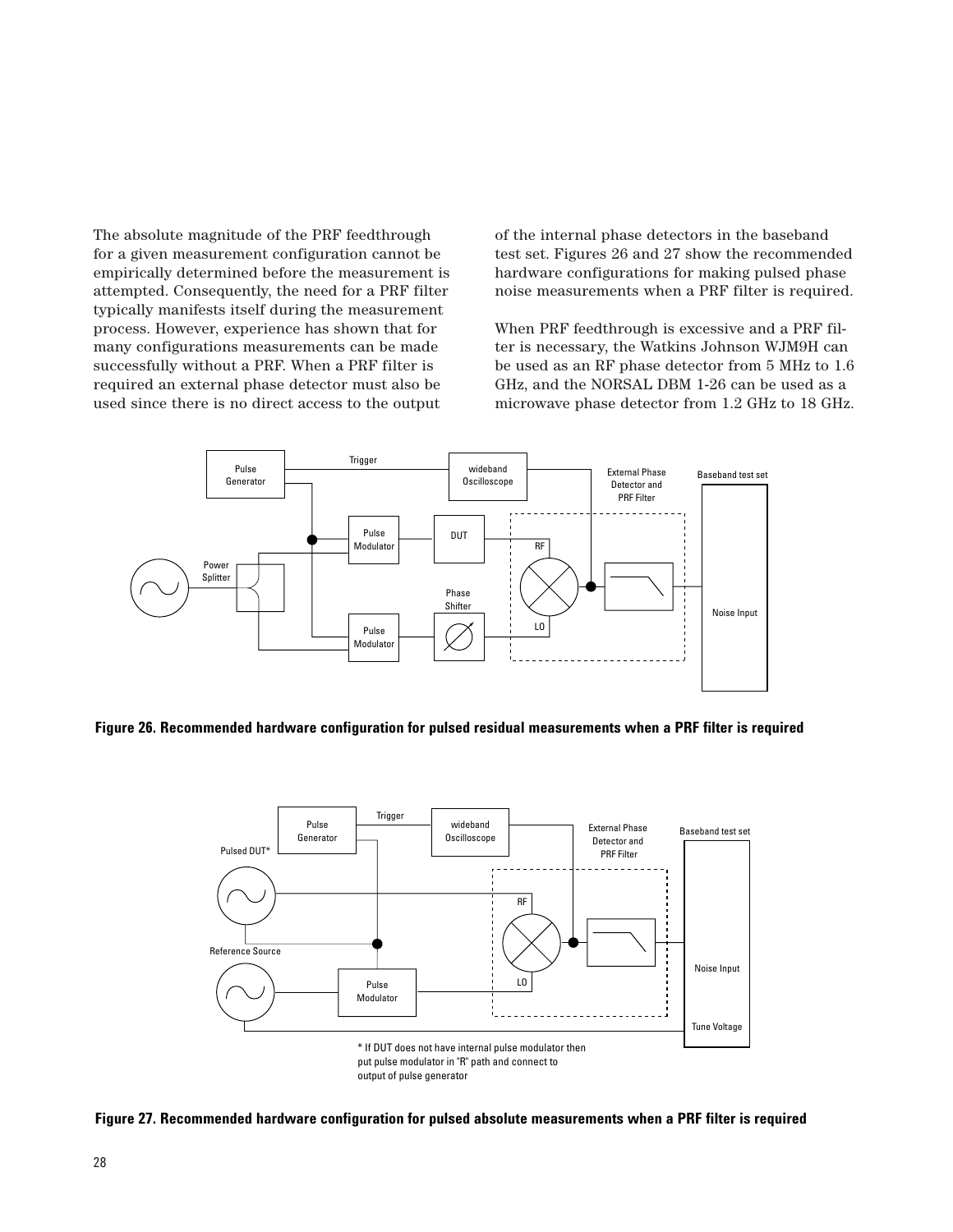The absolute magnitude of the PRF feedthrough for a given measurement configuration cannot be empirically determined before the measurement is attempted. Consequently, the need for a PRF filter typically manifests itself during the measurement process. However, experience has shown that for many configurations measurements can be made successfully without a PRF. When a PRF filter is required an external phase detector must also be used since there is no direct access to the output of the internal phase detectors in the baseband test set. Figures 26 and 27 show the recommended hardware configurations for making pulsed phase noise measurements when a PRF filter is required.

When PRF feedthrough is excessive and a PRF filter is necessary, the Watkins Johnson WJM9H can be used as an RF phase detector from 5 MHz to 1.6 GHz, and the NORSAL DBM 1-26 can be used as a microwave phase detector from 1.2 GHz to 18 GHz.

**Figure 26. Recommended hardware configuration for pulsed residual measurements when a PRF filter is required**

**Figure 27. Recommended hardware configuration for pulsed absolute measurements when a PRF filter is required**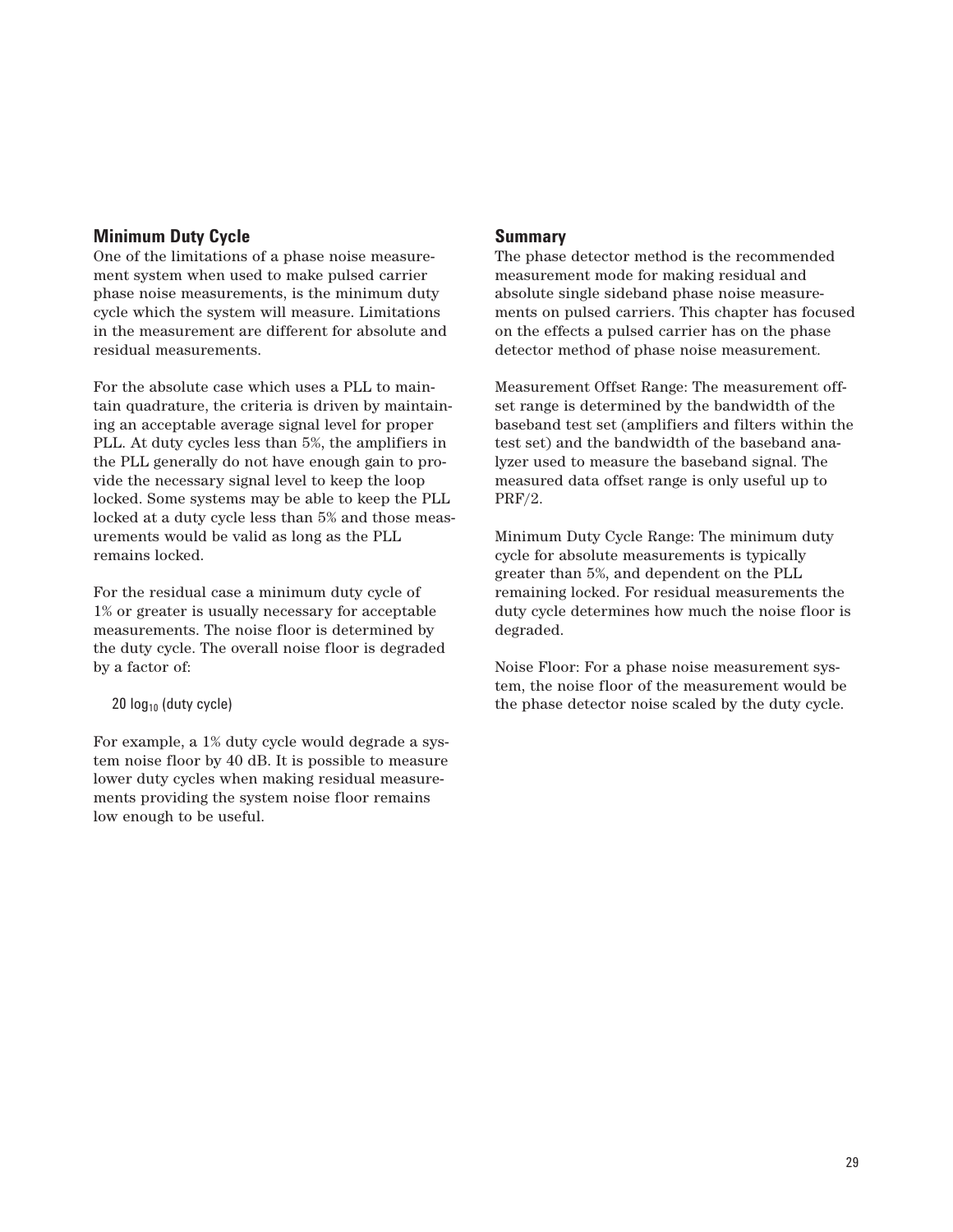## Minimum Duty Cycle

One of the limitations of a phase noise measurement system when used to make pulsed carrier phase noise measurements, is the minimum duty cycle which the system will measure. Limitations in the measurement are different for absolute and residual measurements.

For the absolute case which uses a PLL to maintain quadrature, the criteria is driven by maintaining an acceptable average signal level for proper PLL. At duty cycles less than 5%, the amplifiers in the PLL generally do not have enough gain to provide the necessary signal level to keep the loop locked. Some systems may be able to keep the PLL locked at a duty cycle less than 5% and those measurements would be valid as long as the PLL remains locked.

For the residual case a minimum duty cycle of 1% or greater is usually necessary for acceptable measurements. The noise floor is determined by the duty cycle. The overall noise floor is degraded by a factor of:

$$20 \log_{10} (\text{duty cycle})$$

For example, a 1% duty cycle would degrade a system noise floor by 40 dB. It is possible to measure lower duty cycles when making residual measurements providing the system noise floor remains low enough to be useful.

## Summary

The phase detector method is the recommended measurement mode for making residual and absolute single sideband phase noise measurements on pulsed carriers. This chapter has focused on the effects a pulsed carrier has on the phase detector method of phase noise measurement.

Measurement Offset Range: The measurement offset range is determined by the bandwidth of the baseband test set (amplifiers and filters within the test set) and the bandwidth of the baseband analyzer used to measure the baseband signal. The measured data offset range is only useful up to PRF/2.

Minimum Duty Cycle Range: The minimum duty cycle for absolute measurements is typically greater than 5%, and dependent on the PLL remaining locked. For residual measurements the duty cycle determines how much the noise floor is degraded.

Noise Floor: For a phase noise measurement system, the noise floor of the measurement would be the phase detector noise scaled by the duty cycle.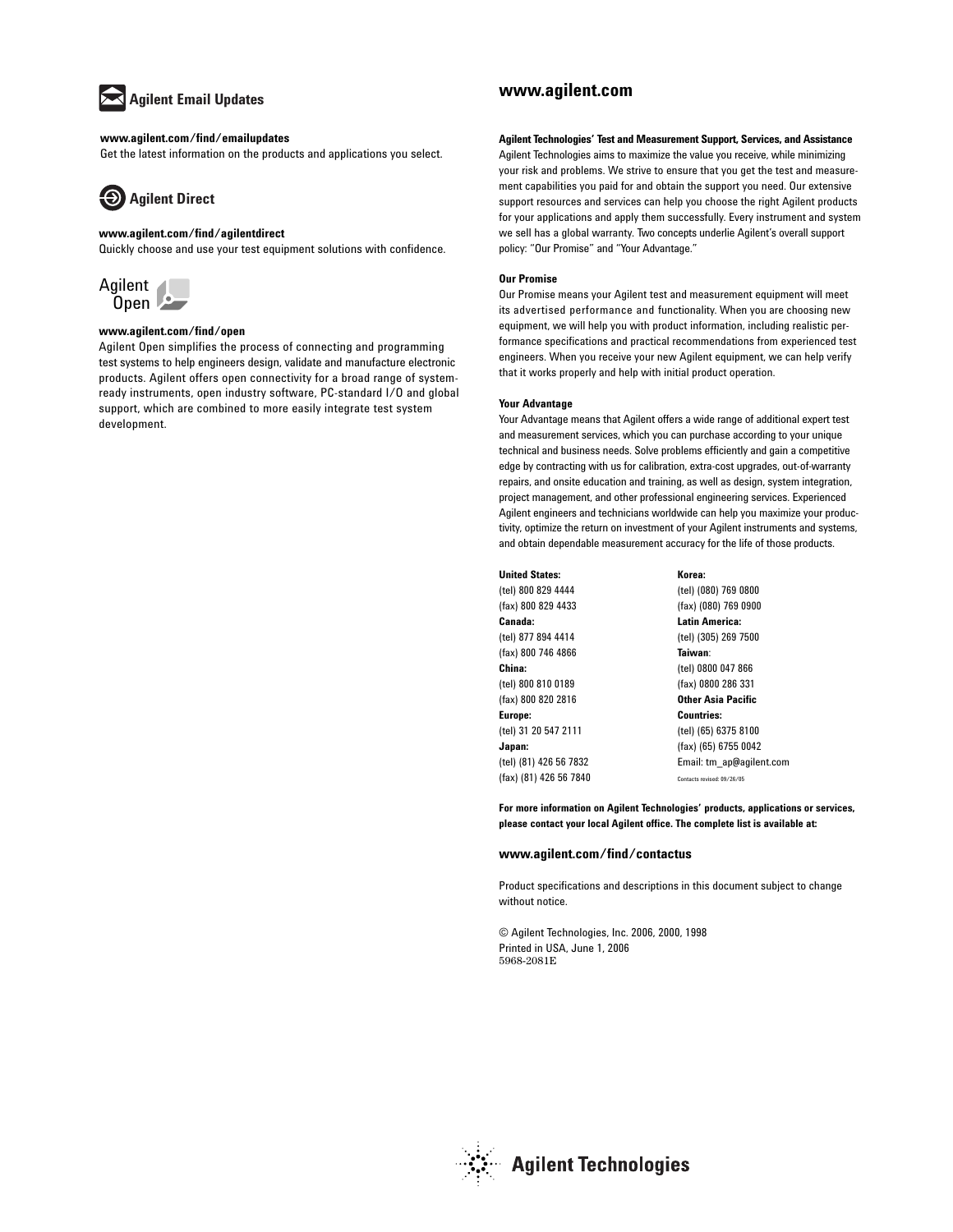## Agilent Email Updates

**www.agilent.com/find/emailupdates**
Get the latest information on the products and applications you select.

## Agilent Direct

**www.agilent.com/find/agilentdirect**
Quickly choose and use your test equipment solutions with confidence.

## Agilent Open

**www.agilent.com/find/open**
Agilent Open simplifies the process of connecting and programming test systems to help engineers design, validate and manufacture electronic products. Agilent offers open connectivity for a broad range of system-ready instruments, open industry software, PC-standard I/O and global support, which are combined to more easily integrate test system development.

## www.agilent.com

**Agilent Technologies' Test and Measurement Support, Services, and Assistance**
Agilent Technologies aims to maximize the value you receive, while minimizing your risk and problems. We strive to ensure that you get the test and measurement capabilities you paid for and obtain the support you need. Our extensive support resources and services can help you choose the right Agilent products for your applications and apply them successfully. Every instrument and system we sell has a global warranty. Two concepts underlie Agilent's overall support policy: "Our Promise" and "Your Advantage."

**Our Promise**
Our Promise means your Agilent test and measurement equipment will meet its advertised performance and functionality. When you are choosing new equipment, we will help you with product information, including realistic performance specifications and practical recommendations from experienced test engineers. When you receive your new Agilent equipment, we can help verify that it works properly and help with initial product operation.

**Your Advantage**
Your Advantage means that Agilent offers a wide range of additional expert test and measurement services, which you can purchase according to your unique technical and business needs. Solve problems efficiently and gain a competitive edge by contracting with us for calibration, extra-cost upgrades, out-of-warranty repairs, and onsite education and training, as well as design, system integration, project management, and other professional engineering services. Experienced Agilent engineers and technicians worldwide can help you maximize your productivity, optimize the return on investment of your Agilent instruments and systems, and obtain dependable measurement accuracy for the life of those products.

**United States:**
(tel) 800 829 4444
(fax) 800 829 4433
**Canada:**
(tel) 877 894 4414
(fax) 800 746 4866
**China:**
(tel) 800 810 0189
(fax) 800 820 2816
**Europe:**
(tel) 31 20 547 2111
**Japan:**
(tel) (81) 426 56 7832
(fax) (81) 426 56 7840
**Korea:**
(tel) (080) 769 0800
(fax) (080) 769 0900
**Latin America:**
(tel) (305) 269 7500
**Taiwan**:
(tel) 0800 047 866
(fax) 0800 286 331
**Other Asia Pacific Countries:**
(tel) (65) 6375 8100
(fax) (65) 6755 0042
Email: tm_ap@agilent.com

Contacts revised: 09/26/05

**For more information on Agilent Technologies' products, applications or services, please contact your local Agilent office. The complete list is available at:**

**www.agilent.com/find/contactus**

Product specifications and descriptions in this document subject to change without notice.

© Agilent Technologies, Inc. 2006, 2000, 1998
Printed in USA, June 1, 2006
5968-2081E

**Agilent Technologies**